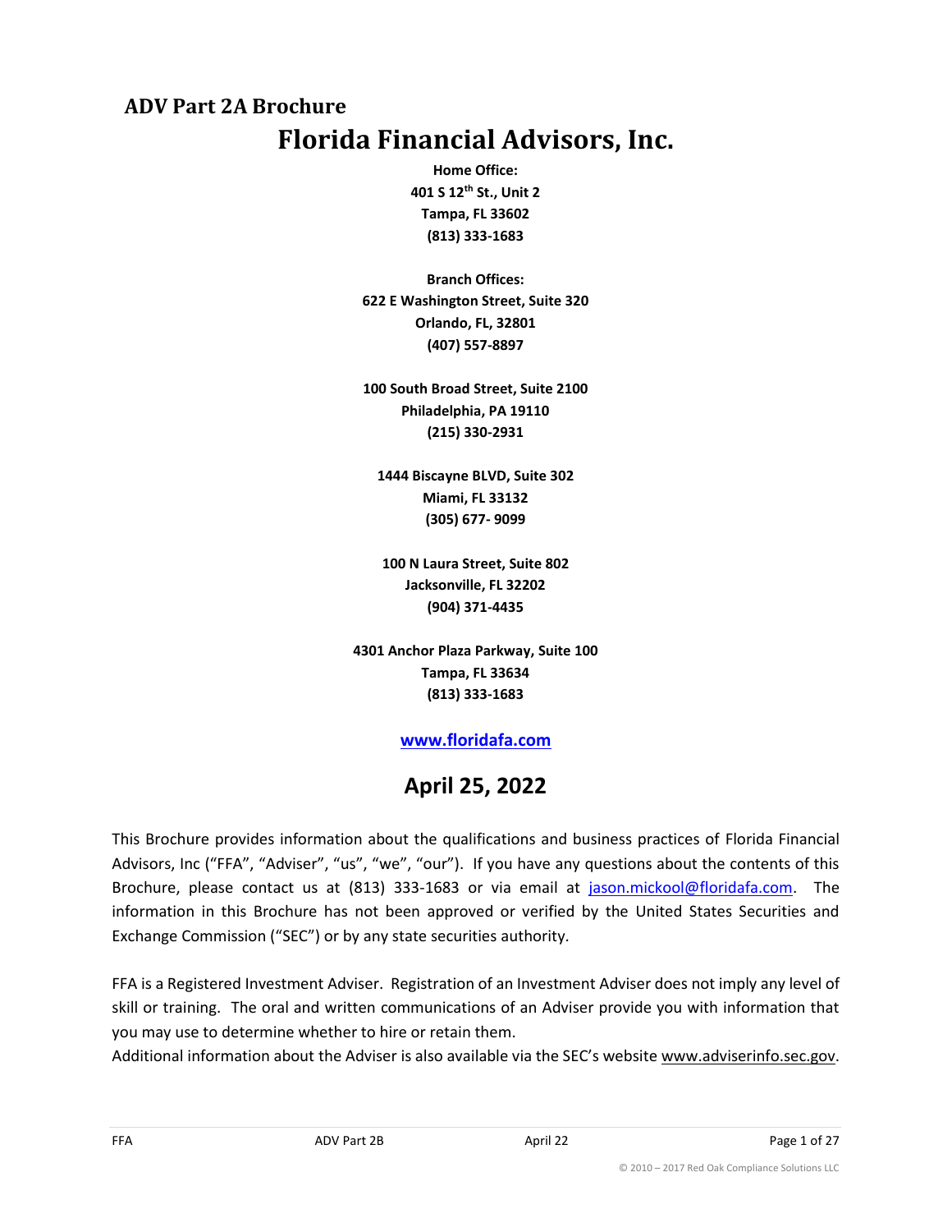## ADV Part 2A Brochure

# Florida Financial Advisors, Inc.

**Home Office:**
**401 S 12th St., Unit 2**
**Tampa, FL 33602**
**(813) 333-1683**

**Branch Offices:**
**622 E Washington Street, Suite 320**
**Orlando, FL, 32801**
**(407) 557-8897**

**100 South Broad Street, Suite 2100**
**Philadelphia, PA 19110**
**(215) 330-2931**

**1444 Biscayne BLVD, Suite 302**
**Miami, FL 33132**
**(305) 677- 9099**

**100 N Laura Street, Suite 802**
**Jacksonville, FL 32202**
**(904) 371-4435**

**4301 Anchor Plaza Parkway, Suite 100**
**Tampa, FL 33634**
**(813) 333-1683**

**www.floridafa.com**

## April 25, 2022

This Brochure provides information about the qualifications and business practices of Florida Financial Advisors, Inc ("FFA", "Adviser", "us", "we", "our"). If you have any questions about the contents of this Brochure, please contact us at (813) 333-1683 or via email at jason.mickool@floridafa.com. The information in this Brochure has not been approved or verified by the United States Securities and Exchange Commission ("SEC") or by any state securities authority.

FFA is a Registered Investment Adviser. Registration of an Investment Adviser does not imply any level of skill or training. The oral and written communications of an Adviser provide you with information that you may use to determine whether to hire or retain them.
Additional information about the Adviser is also available via the SEC's website www.adviserinfo.sec.gov.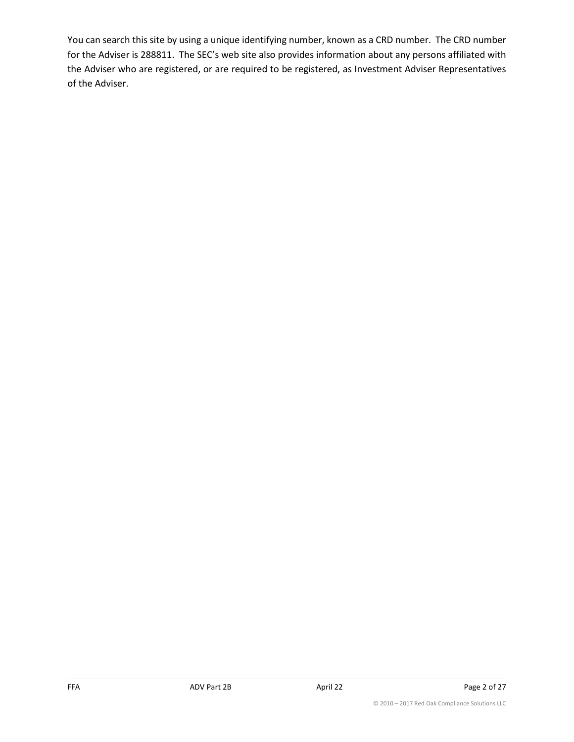You can search this site by using a unique identifying number, known as a CRD number. The CRD number for the Adviser is 288811. The SEC's web site also provides information about any persons affiliated with the Adviser who are registered, or are required to be registered, as Investment Adviser Representatives of the Adviser.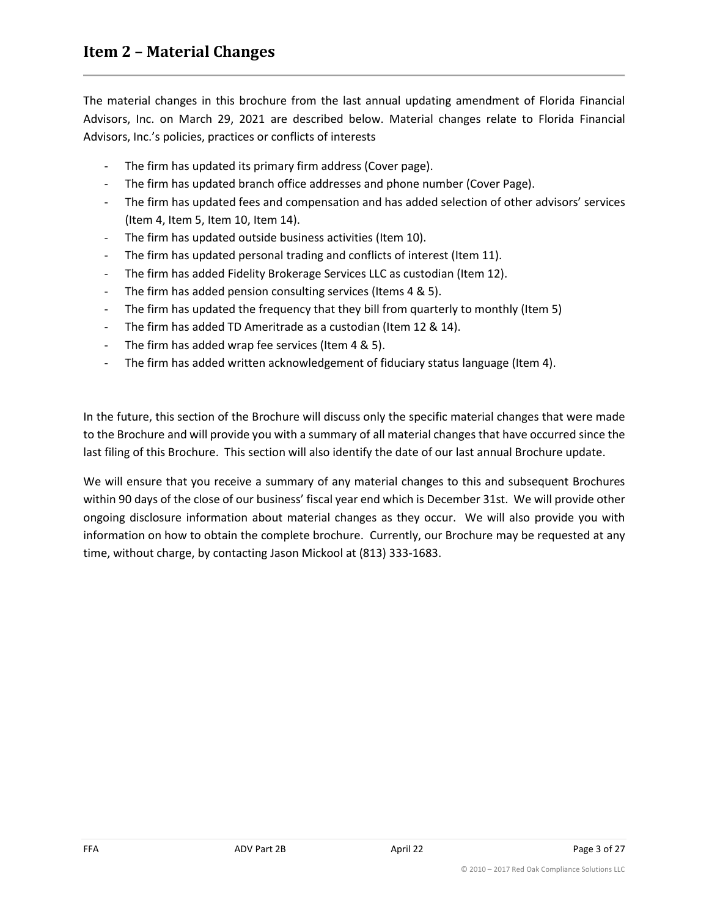## Item 2 – Material Changes

The material changes in this brochure from the last annual updating amendment of Florida Financial Advisors, Inc. on March 29, 2021 are described below. Material changes relate to Florida Financial Advisors, Inc.'s policies, practices or conflicts of interests

- The firm has updated its primary firm address (Cover page).
- The firm has updated branch office addresses and phone number (Cover Page).
- The firm has updated fees and compensation and has added selection of other advisors' services (Item 4, Item 5, Item 10, Item 14).
- The firm has updated outside business activities (Item 10).
- The firm has updated personal trading and conflicts of interest (Item 11).
- The firm has added Fidelity Brokerage Services LLC as custodian (Item 12).
- The firm has added pension consulting services (Items 4 & 5).
- The firm has updated the frequency that they bill from quarterly to monthly (Item 5)
- The firm has added TD Ameritrade as a custodian (Item 12 & 14).
- The firm has added wrap fee services (Item 4 & 5).
- The firm has added written acknowledgement of fiduciary status language (Item 4).

In the future, this section of the Brochure will discuss only the specific material changes that were made to the Brochure and will provide you with a summary of all material changes that have occurred since the last filing of this Brochure. This section will also identify the date of our last annual Brochure update.

We will ensure that you receive a summary of any material changes to this and subsequent Brochures within 90 days of the close of our business' fiscal year end which is December 31st. We will provide other ongoing disclosure information about material changes as they occur. We will also provide you with information on how to obtain the complete brochure. Currently, our Brochure may be requested at any time, without charge, by contacting Jason Mickool at (813) 333-1683.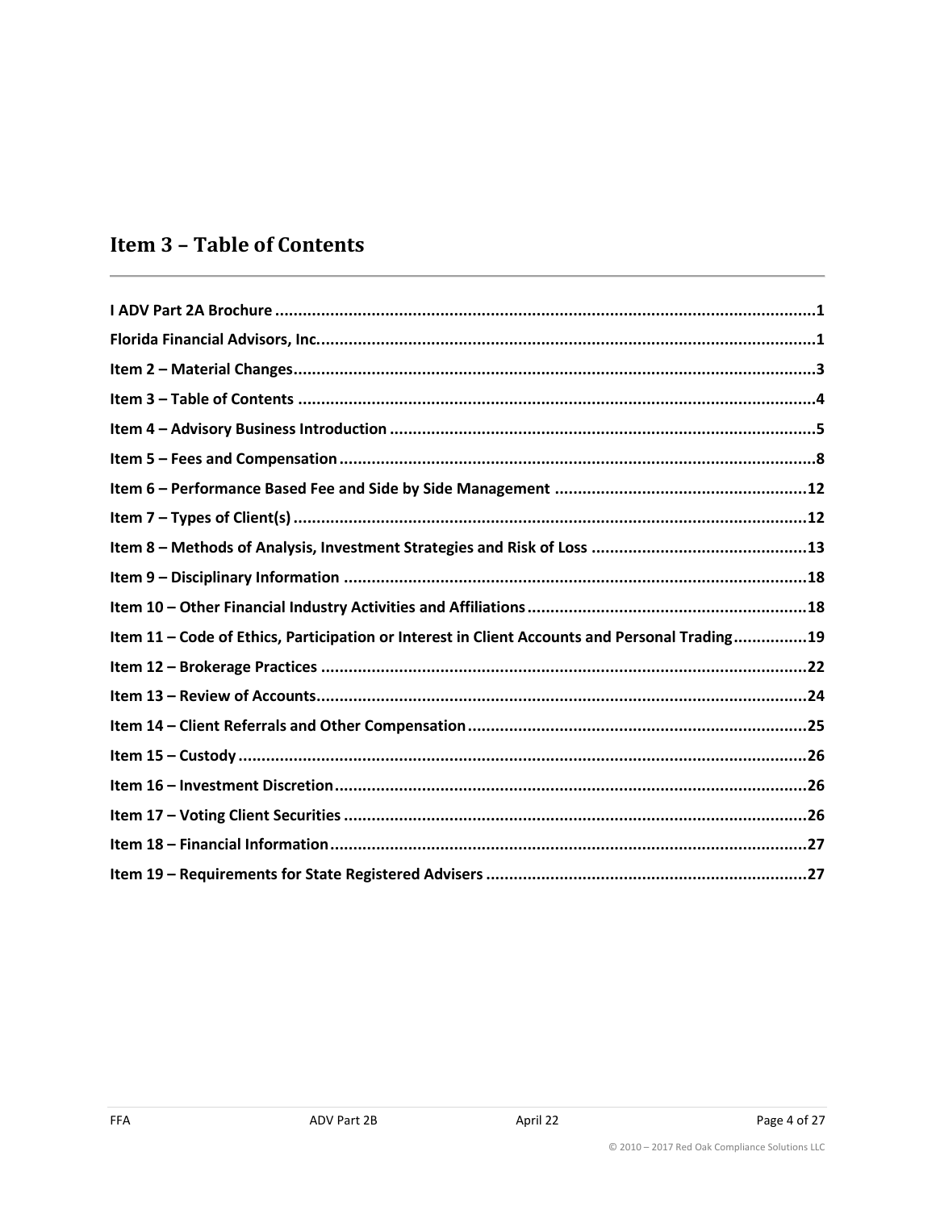## Item 3 – Table of Contents

**I ADV Part 2A Brochure ... 1**
**Florida Financial Advisors, Inc. ... 1**
**Item 2 – Material Changes ... 3**
**Item 3 – Table of Contents ... 4**
**Item 4 – Advisory Business Introduction ... 5**
**Item 5 – Fees and Compensation ... 8**
**Item 6 – Performance Based Fee and Side by Side Management ... 12**
**Item 7 – Types of Client(s) ... 12**
**Item 8 – Methods of Analysis, Investment Strategies and Risk of Loss ... 13**
**Item 9 – Disciplinary Information ... 18**
**Item 10 – Other Financial Industry Activities and Affiliations ... 18**
**Item 11 – Code of Ethics, Participation or Interest in Client Accounts and Personal Trading ... 19**
**Item 12 – Brokerage Practices ... 22**
**Item 13 – Review of Accounts ... 24**
**Item 14 – Client Referrals and Other Compensation ... 25**
**Item 15 – Custody ... 26**
**Item 16 – Investment Discretion ... 26**
**Item 17 – Voting Client Securities ... 26**
**Item 18 – Financial Information ... 27**
**Item 19 – Requirements for State Registered Advisers ... 27**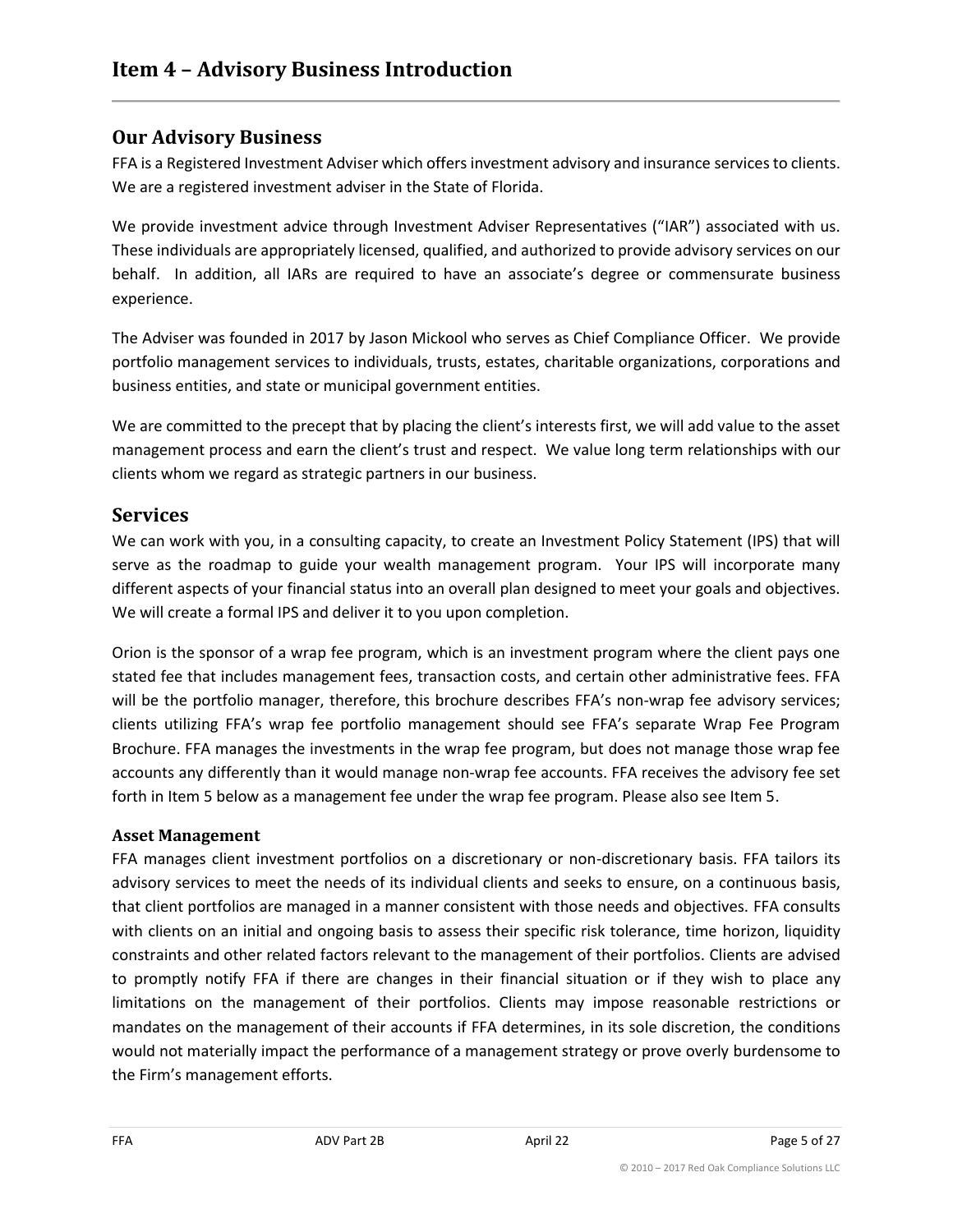# Item 4 – Advisory Business Introduction

## Our Advisory Business

FFA is a Registered Investment Adviser which offers investment advisory and insurance services to clients. We are a registered investment adviser in the State of Florida.

We provide investment advice through Investment Adviser Representatives ("IAR") associated with us. These individuals are appropriately licensed, qualified, and authorized to provide advisory services on our behalf. In addition, all IARs are required to have an associate's degree or commensurate business experience.

The Adviser was founded in 2017 by Jason Mickool who serves as Chief Compliance Officer. We provide portfolio management services to individuals, trusts, estates, charitable organizations, corporations and business entities, and state or municipal government entities.

We are committed to the precept that by placing the client's interests first, we will add value to the asset management process and earn the client's trust and respect. We value long term relationships with our clients whom we regard as strategic partners in our business.

## Services

We can work with you, in a consulting capacity, to create an Investment Policy Statement (IPS) that will serve as the roadmap to guide your wealth management program. Your IPS will incorporate many different aspects of your financial status into an overall plan designed to meet your goals and objectives. We will create a formal IPS and deliver it to you upon completion.

Orion is the sponsor of a wrap fee program, which is an investment program where the client pays one stated fee that includes management fees, transaction costs, and certain other administrative fees. FFA will be the portfolio manager, therefore, this brochure describes FFA's non-wrap fee advisory services; clients utilizing FFA's wrap fee portfolio management should see FFA's separate Wrap Fee Program Brochure. FFA manages the investments in the wrap fee program, but does not manage those wrap fee accounts any differently than it would manage non-wrap fee accounts. FFA receives the advisory fee set forth in Item 5 below as a management fee under the wrap fee program. Please also see Item 5.

### Asset Management

FFA manages client investment portfolios on a discretionary or non-discretionary basis. FFA tailors its advisory services to meet the needs of its individual clients and seeks to ensure, on a continuous basis, that client portfolios are managed in a manner consistent with those needs and objectives. FFA consults with clients on an initial and ongoing basis to assess their specific risk tolerance, time horizon, liquidity constraints and other related factors relevant to the management of their portfolios. Clients are advised to promptly notify FFA if there are changes in their financial situation or if they wish to place any limitations on the management of their portfolios. Clients may impose reasonable restrictions or mandates on the management of their accounts if FFA determines, in its sole discretion, the conditions would not materially impact the performance of a management strategy or prove overly burdensome to the Firm's management efforts.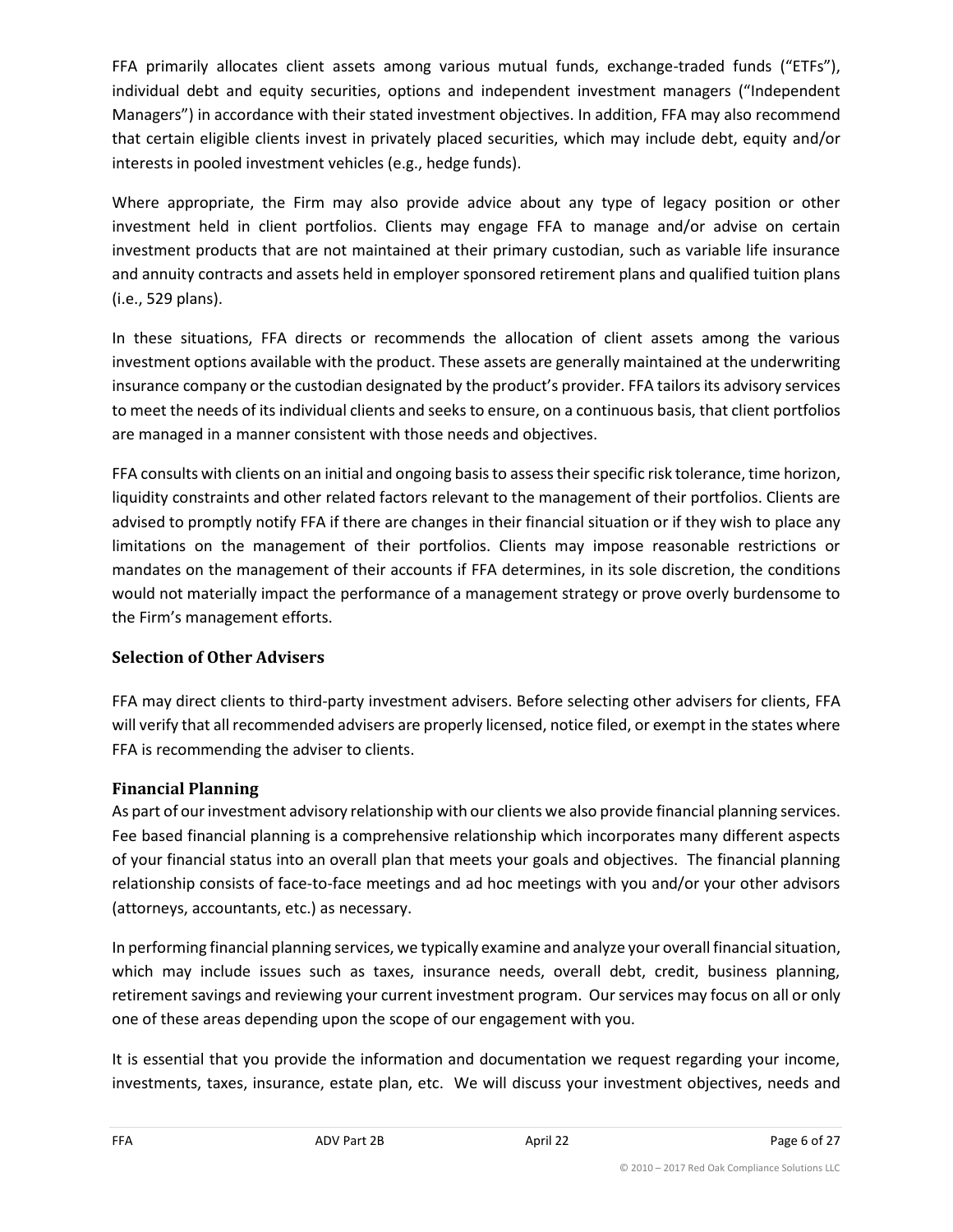FFA primarily allocates client assets among various mutual funds, exchange-traded funds ("ETFs"), individual debt and equity securities, options and independent investment managers ("Independent Managers") in accordance with their stated investment objectives. In addition, FFA may also recommend that certain eligible clients invest in privately placed securities, which may include debt, equity and/or interests in pooled investment vehicles (e.g., hedge funds).

Where appropriate, the Firm may also provide advice about any type of legacy position or other investment held in client portfolios. Clients may engage FFA to manage and/or advise on certain investment products that are not maintained at their primary custodian, such as variable life insurance and annuity contracts and assets held in employer sponsored retirement plans and qualified tuition plans (i.e., 529 plans).

In these situations, FFA directs or recommends the allocation of client assets among the various investment options available with the product. These assets are generally maintained at the underwriting insurance company or the custodian designated by the product's provider. FFA tailors its advisory services to meet the needs of its individual clients and seeks to ensure, on a continuous basis, that client portfolios are managed in a manner consistent with those needs and objectives.

FFA consults with clients on an initial and ongoing basis to assess their specific risk tolerance, time horizon, liquidity constraints and other related factors relevant to the management of their portfolios. Clients are advised to promptly notify FFA if there are changes in their financial situation or if they wish to place any limitations on the management of their portfolios. Clients may impose reasonable restrictions or mandates on the management of their accounts if FFA determines, in its sole discretion, the conditions would not materially impact the performance of a management strategy or prove overly burdensome to the Firm's management efforts.

### Selection of Other Advisers

FFA may direct clients to third-party investment advisers. Before selecting other advisers for clients, FFA will verify that all recommended advisers are properly licensed, notice filed, or exempt in the states where FFA is recommending the adviser to clients.

### Financial Planning

As part of our investment advisory relationship with our clients we also provide financial planning services. Fee based financial planning is a comprehensive relationship which incorporates many different aspects of your financial status into an overall plan that meets your goals and objectives. The financial planning relationship consists of face-to-face meetings and ad hoc meetings with you and/or your other advisors (attorneys, accountants, etc.) as necessary.

In performing financial planning services, we typically examine and analyze your overall financial situation, which may include issues such as taxes, insurance needs, overall debt, credit, business planning, retirement savings and reviewing your current investment program. Our services may focus on all or only one of these areas depending upon the scope of our engagement with you.

It is essential that you provide the information and documentation we request regarding your income, investments, taxes, insurance, estate plan, etc. We will discuss your investment objectives, needs and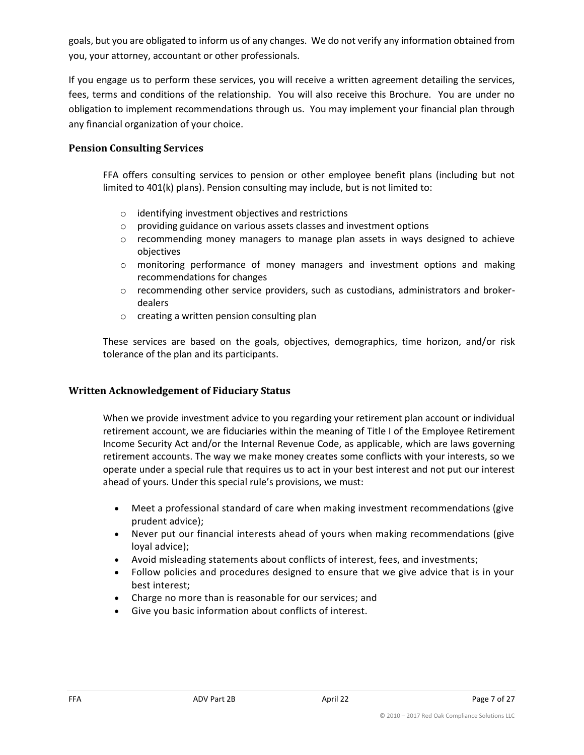goals, but you are obligated to inform us of any changes. We do not verify any information obtained from you, your attorney, accountant or other professionals.

If you engage us to perform these services, you will receive a written agreement detailing the services, fees, terms and conditions of the relationship. You will also receive this Brochure. You are under no obligation to implement recommendations through us. You may implement your financial plan through any financial organization of your choice.

### Pension Consulting Services

FFA offers consulting services to pension or other employee benefit plans (including but not limited to 401(k) plans). Pension consulting may include, but is not limited to:

- identifying investment objectives and restrictions
- providing guidance on various assets classes and investment options
- recommending money managers to manage plan assets in ways designed to achieve objectives
- monitoring performance of money managers and investment options and making recommendations for changes
- recommending other service providers, such as custodians, administrators and broker-dealers
- creating a written pension consulting plan

These services are based on the goals, objectives, demographics, time horizon, and/or risk tolerance of the plan and its participants.

### Written Acknowledgement of Fiduciary Status

When we provide investment advice to you regarding your retirement plan account or individual retirement account, we are fiduciaries within the meaning of Title I of the Employee Retirement Income Security Act and/or the Internal Revenue Code, as applicable, which are laws governing retirement accounts. The way we make money creates some conflicts with your interests, so we operate under a special rule that requires us to act in your best interest and not put our interest ahead of yours. Under this special rule's provisions, we must:

- Meet a professional standard of care when making investment recommendations (give prudent advice);
- Never put our financial interests ahead of yours when making recommendations (give loyal advice);
- Avoid misleading statements about conflicts of interest, fees, and investments;
- Follow policies and procedures designed to ensure that we give advice that is in your best interest;
- Charge no more than is reasonable for our services; and
- Give you basic information about conflicts of interest.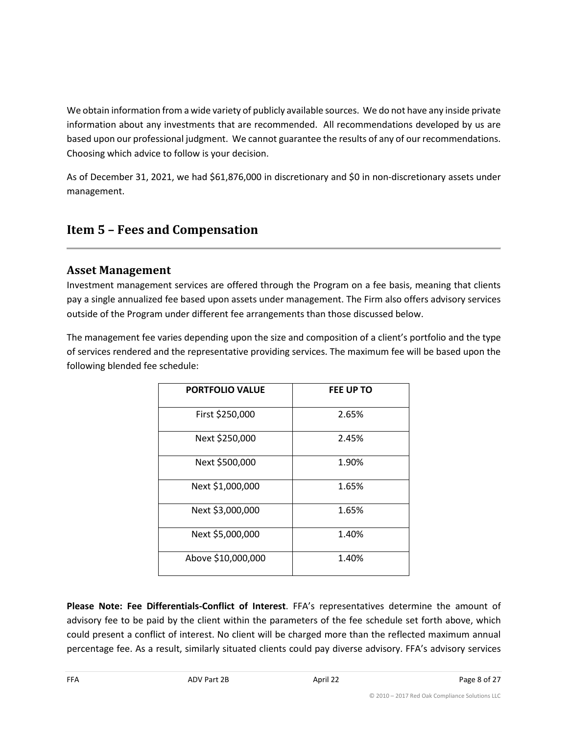We obtain information from a wide variety of publicly available sources. We do not have any inside private information about any investments that are recommended. All recommendations developed by us are based upon our professional judgment. We cannot guarantee the results of any of our recommendations. Choosing which advice to follow is your decision.

As of December 31, 2021, we had $61,876,000 in discretionary and $0 in non-discretionary assets under management.

## Item 5 – Fees and Compensation

### Asset Management

Investment management services are offered through the Program on a fee basis, meaning that clients pay a single annualized fee based upon assets under management. The Firm also offers advisory services outside of the Program under different fee arrangements than those discussed below.

The management fee varies depending upon the size and composition of a client's portfolio and the type of services rendered and the representative providing services. The maximum fee will be based upon the following blended fee schedule:

| PORTFOLIO VALUE | FEE UP TO |
|---|---|
| First $250,000 | 2.65% |
| Next $250,000 | 2.45% |
| Next $500,000 | 1.90% |
| Next $1,000,000 | 1.65% |
| Next $3,000,000 | 1.65% |
| Next $5,000,000 | 1.40% |
| Above $10,000,000 | 1.40% |

**Please Note: Fee Differentials-Conflict of Interest**. FFA's representatives determine the amount of advisory fee to be paid by the client within the parameters of the fee schedule set forth above, which could present a conflict of interest. No client will be charged more than the reflected maximum annual percentage fee. As a result, similarly situated clients could pay diverse advisory. FFA's advisory services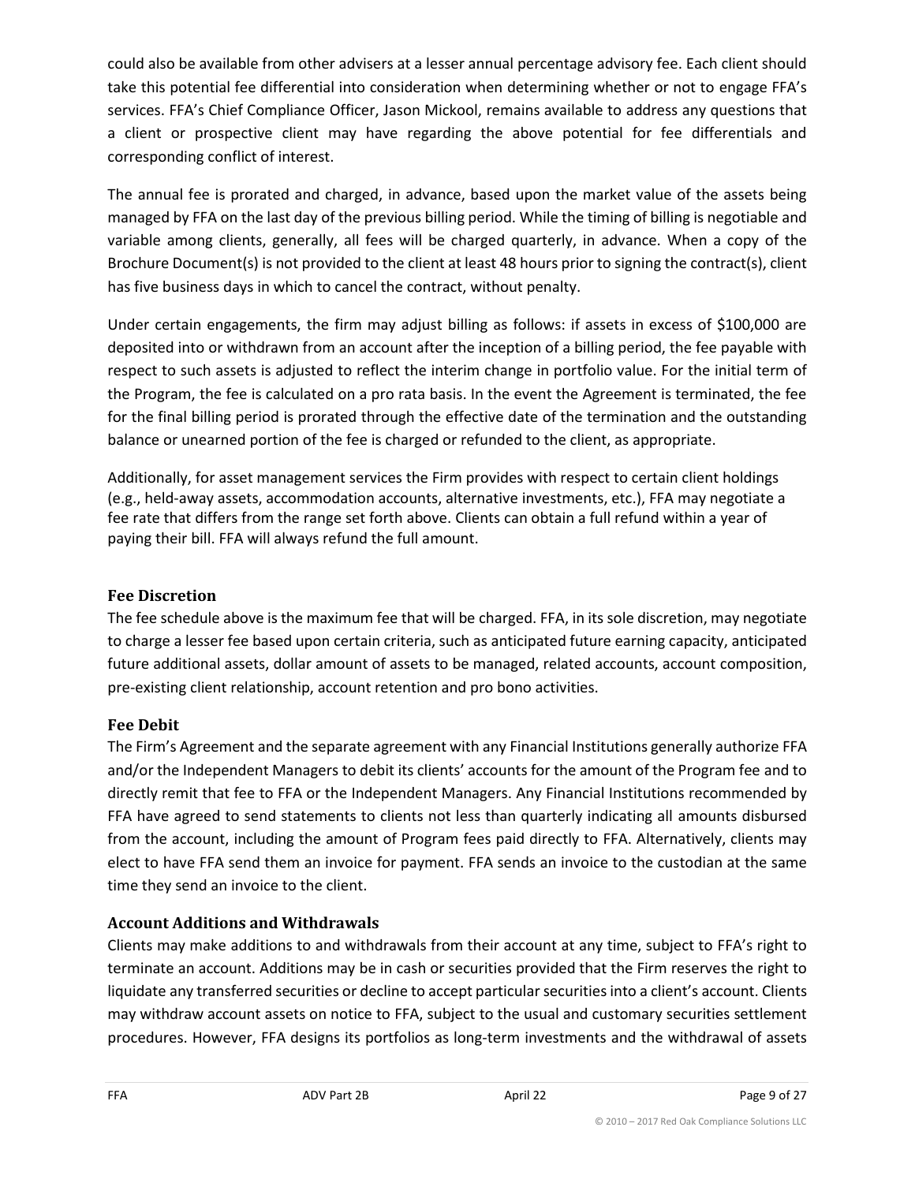could also be available from other advisers at a lesser annual percentage advisory fee. Each client should take this potential fee differential into consideration when determining whether or not to engage FFA's services. FFA's Chief Compliance Officer, Jason Mickool, remains available to address any questions that a client or prospective client may have regarding the above potential for fee differentials and corresponding conflict of interest.

The annual fee is prorated and charged, in advance, based upon the market value of the assets being managed by FFA on the last day of the previous billing period. While the timing of billing is negotiable and variable among clients, generally, all fees will be charged quarterly, in advance. When a copy of the Brochure Document(s) is not provided to the client at least 48 hours prior to signing the contract(s), client has five business days in which to cancel the contract, without penalty.

Under certain engagements, the firm may adjust billing as follows: if assets in excess of $100,000 are deposited into or withdrawn from an account after the inception of a billing period, the fee payable with respect to such assets is adjusted to reflect the interim change in portfolio value. For the initial term of the Program, the fee is calculated on a pro rata basis. In the event the Agreement is terminated, the fee for the final billing period is prorated through the effective date of the termination and the outstanding balance or unearned portion of the fee is charged or refunded to the client, as appropriate.

Additionally, for asset management services the Firm provides with respect to certain client holdings (e.g., held-away assets, accommodation accounts, alternative investments, etc.), FFA may negotiate a fee rate that differs from the range set forth above. Clients can obtain a full refund within a year of paying their bill. FFA will always refund the full amount.

### Fee Discretion

The fee schedule above is the maximum fee that will be charged. FFA, in its sole discretion, may negotiate to charge a lesser fee based upon certain criteria, such as anticipated future earning capacity, anticipated future additional assets, dollar amount of assets to be managed, related accounts, account composition, pre-existing client relationship, account retention and pro bono activities.

### Fee Debit

The Firm's Agreement and the separate agreement with any Financial Institutions generally authorize FFA and/or the Independent Managers to debit its clients' accounts for the amount of the Program fee and to directly remit that fee to FFA or the Independent Managers. Any Financial Institutions recommended by FFA have agreed to send statements to clients not less than quarterly indicating all amounts disbursed from the account, including the amount of Program fees paid directly to FFA. Alternatively, clients may elect to have FFA send them an invoice for payment. FFA sends an invoice to the custodian at the same time they send an invoice to the client.

### Account Additions and Withdrawals

Clients may make additions to and withdrawals from their account at any time, subject to FFA's right to terminate an account. Additions may be in cash or securities provided that the Firm reserves the right to liquidate any transferred securities or decline to accept particular securities into a client's account. Clients may withdraw account assets on notice to FFA, subject to the usual and customary securities settlement procedures. However, FFA designs its portfolios as long-term investments and the withdrawal of assets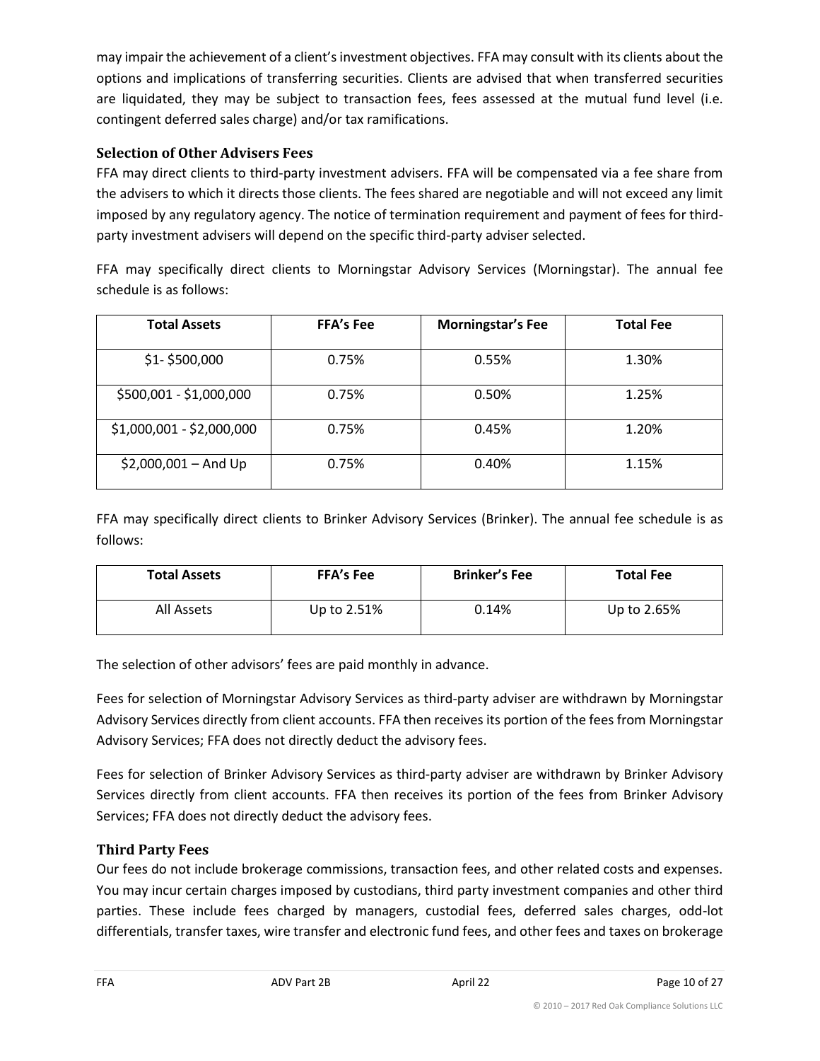may impair the achievement of a client's investment objectives. FFA may consult with its clients about the options and implications of transferring securities. Clients are advised that when transferred securities are liquidated, they may be subject to transaction fees, fees assessed at the mutual fund level (i.e. contingent deferred sales charge) and/or tax ramifications.

### Selection of Other Advisers Fees

FFA may direct clients to third-party investment advisers. FFA will be compensated via a fee share from the advisers to which it directs those clients. The fees shared are negotiable and will not exceed any limit imposed by any regulatory agency. The notice of termination requirement and payment of fees for third-party investment advisers will depend on the specific third-party adviser selected.

FFA may specifically direct clients to Morningstar Advisory Services (Morningstar). The annual fee schedule is as follows:

| Total Assets | FFA's Fee | Morningstar's Fee | Total Fee |
|---|---|---|---|
| $1- $500,000 | 0.75% | 0.55% | 1.30% |
| $500,001 - $1,000,000 | 0.75% | 0.50% | 1.25% |
| $1,000,001 - $2,000,000 | 0.75% | 0.45% | 1.20% |
| $2,000,001 – And Up | 0.75% | 0.40% | 1.15% |

FFA may specifically direct clients to Brinker Advisory Services (Brinker). The annual fee schedule is as follows:

| Total Assets | FFA's Fee | Brinker's Fee | Total Fee |
|---|---|---|---|
| All Assets | Up to 2.51% | 0.14% | Up to 2.65% |

The selection of other advisors' fees are paid monthly in advance.

Fees for selection of Morningstar Advisory Services as third-party adviser are withdrawn by Morningstar Advisory Services directly from client accounts. FFA then receives its portion of the fees from Morningstar Advisory Services; FFA does not directly deduct the advisory fees.

Fees for selection of Brinker Advisory Services as third-party adviser are withdrawn by Brinker Advisory Services directly from client accounts. FFA then receives its portion of the fees from Brinker Advisory Services; FFA does not directly deduct the advisory fees.

### Third Party Fees

Our fees do not include brokerage commissions, transaction fees, and other related costs and expenses. You may incur certain charges imposed by custodians, third party investment companies and other third parties. These include fees charged by managers, custodial fees, deferred sales charges, odd-lot differentials, transfer taxes, wire transfer and electronic fund fees, and other fees and taxes on brokerage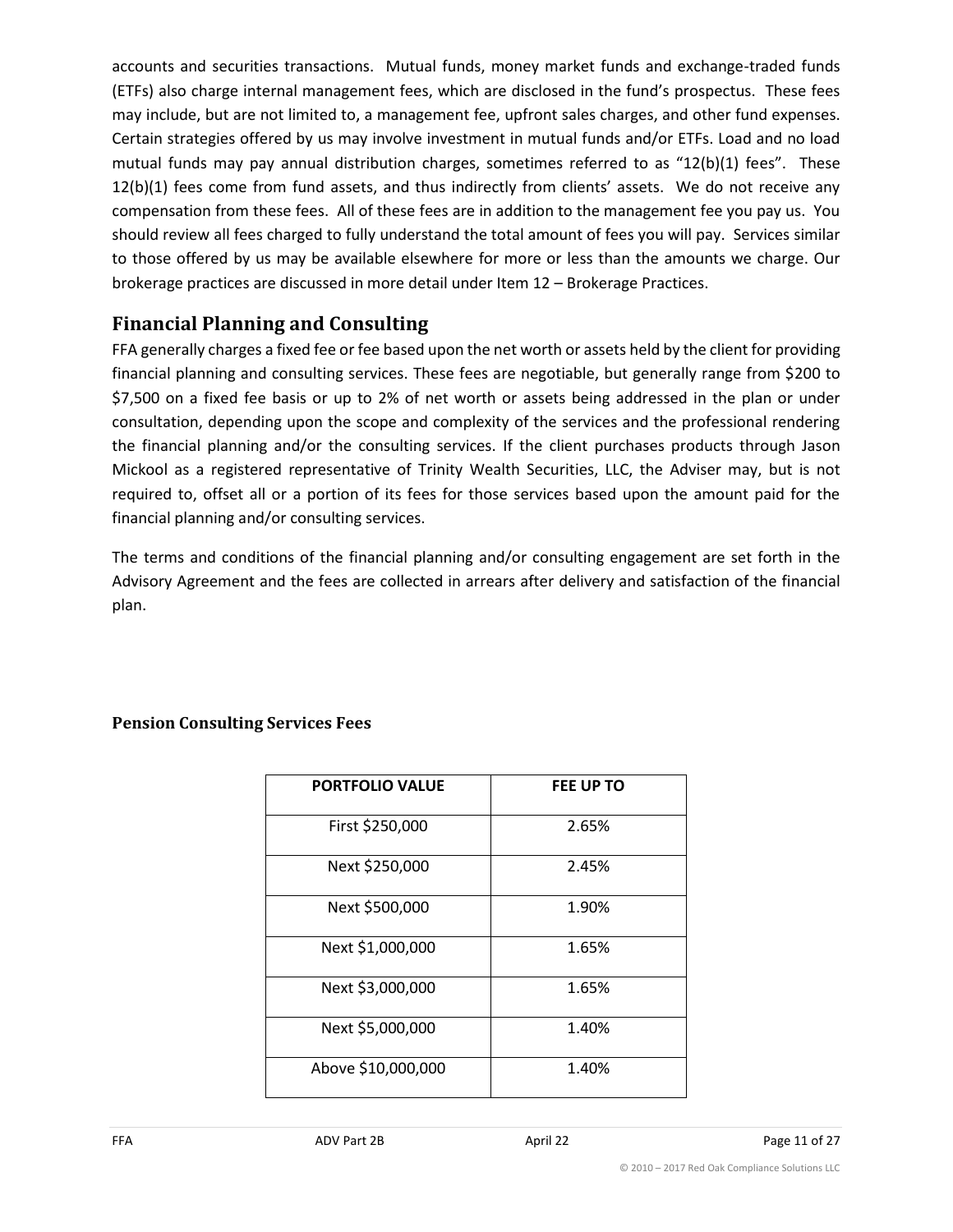accounts and securities transactions. Mutual funds, money market funds and exchange-traded funds (ETFs) also charge internal management fees, which are disclosed in the fund's prospectus. These fees may include, but are not limited to, a management fee, upfront sales charges, and other fund expenses. Certain strategies offered by us may involve investment in mutual funds and/or ETFs. Load and no load mutual funds may pay annual distribution charges, sometimes referred to as "12(b)(1) fees". These 12(b)(1) fees come from fund assets, and thus indirectly from clients' assets. We do not receive any compensation from these fees. All of these fees are in addition to the management fee you pay us. You should review all fees charged to fully understand the total amount of fees you will pay. Services similar to those offered by us may be available elsewhere for more or less than the amounts we charge. Our brokerage practices are discussed in more detail under Item 12 – Brokerage Practices.

## Financial Planning and Consulting

FFA generally charges a fixed fee or fee based upon the net worth or assets held by the client for providing financial planning and consulting services. These fees are negotiable, but generally range from $200 to $7,500 on a fixed fee basis or up to 2% of net worth or assets being addressed in the plan or under consultation, depending upon the scope and complexity of the services and the professional rendering the financial planning and/or the consulting services. If the client purchases products through Jason Mickool as a registered representative of Trinity Wealth Securities, LLC, the Adviser may, but is not required to, offset all or a portion of its fees for those services based upon the amount paid for the financial planning and/or consulting services.

The terms and conditions of the financial planning and/or consulting engagement are set forth in the Advisory Agreement and the fees are collected in arrears after delivery and satisfaction of the financial plan.

### Pension Consulting Services Fees

| PORTFOLIO VALUE | FEE UP TO |
|---|---|
| First $250,000 | 2.65% |
| Next $250,000 | 2.45% |
| Next $500,000 | 1.90% |
| Next $1,000,000 | 1.65% |
| Next $3,000,000 | 1.65% |
| Next $5,000,000 | 1.40% |
| Above $10,000,000 | 1.40% |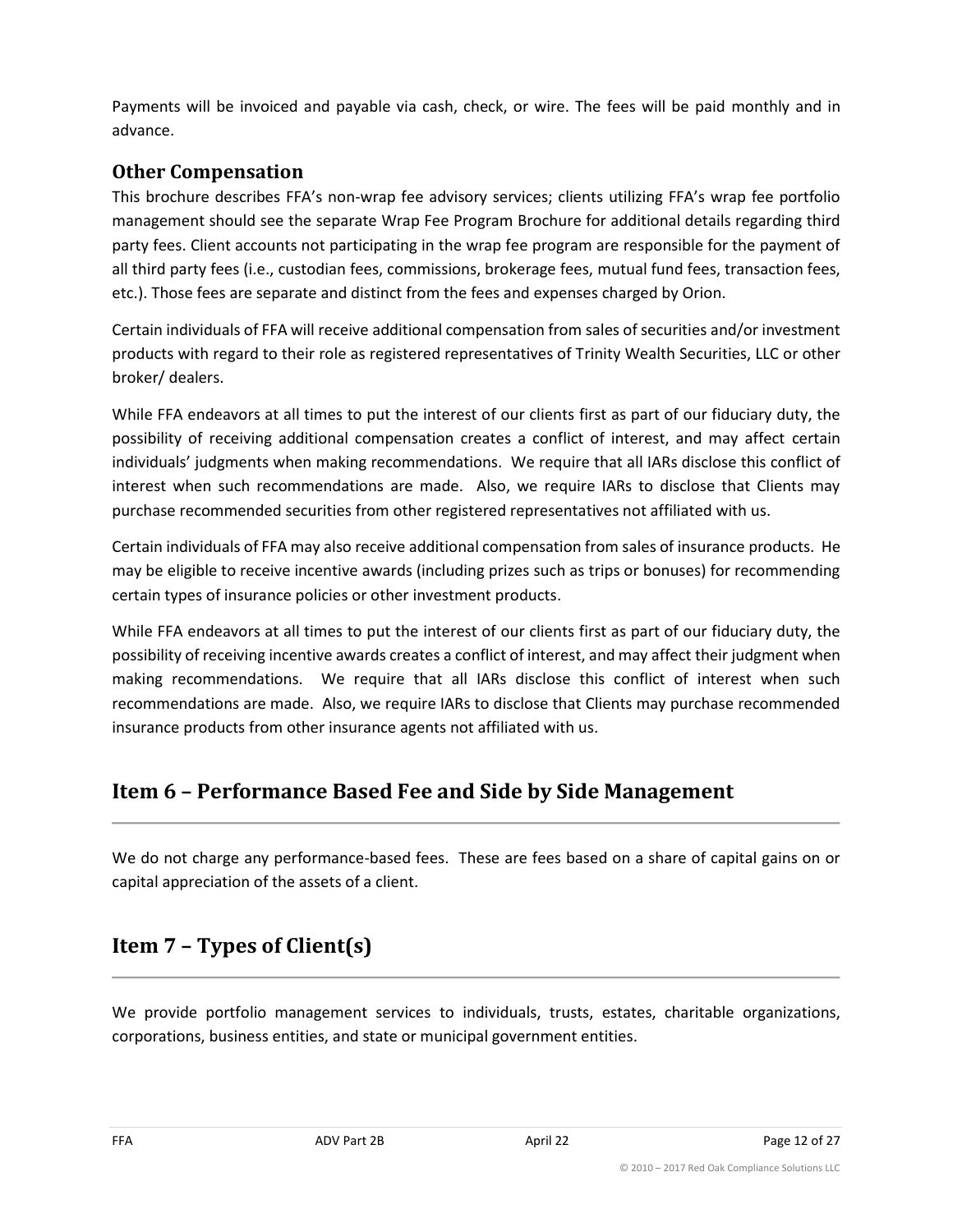Payments will be invoiced and payable via cash, check, or wire. The fees will be paid monthly and in advance.

### Other Compensation

This brochure describes FFA's non-wrap fee advisory services; clients utilizing FFA's wrap fee portfolio management should see the separate Wrap Fee Program Brochure for additional details regarding third party fees. Client accounts not participating in the wrap fee program are responsible for the payment of all third party fees (i.e., custodian fees, commissions, brokerage fees, mutual fund fees, transaction fees, etc.). Those fees are separate and distinct from the fees and expenses charged by Orion.

Certain individuals of FFA will receive additional compensation from sales of securities and/or investment products with regard to their role as registered representatives of Trinity Wealth Securities, LLC or other broker/ dealers.

While FFA endeavors at all times to put the interest of our clients first as part of our fiduciary duty, the possibility of receiving additional compensation creates a conflict of interest, and may affect certain individuals' judgments when making recommendations. We require that all IARs disclose this conflict of interest when such recommendations are made. Also, we require IARs to disclose that Clients may purchase recommended securities from other registered representatives not affiliated with us.

Certain individuals of FFA may also receive additional compensation from sales of insurance products. He may be eligible to receive incentive awards (including prizes such as trips or bonuses) for recommending certain types of insurance policies or other investment products.

While FFA endeavors at all times to put the interest of our clients first as part of our fiduciary duty, the possibility of receiving incentive awards creates a conflict of interest, and may affect their judgment when making recommendations. We require that all IARs disclose this conflict of interest when such recommendations are made. Also, we require IARs to disclose that Clients may purchase recommended insurance products from other insurance agents not affiliated with us.

## Item 6 – Performance Based Fee and Side by Side Management

We do not charge any performance-based fees. These are fees based on a share of capital gains on or capital appreciation of the assets of a client.

## Item 7 – Types of Client(s)

We provide portfolio management services to individuals, trusts, estates, charitable organizations, corporations, business entities, and state or municipal government entities.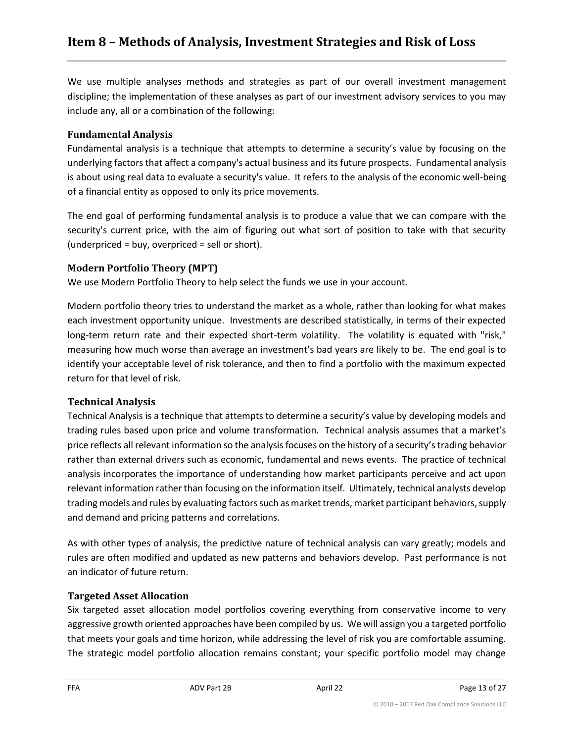# Item 8 – Methods of Analysis, Investment Strategies and Risk of Loss

We use multiple analyses methods and strategies as part of our overall investment management discipline; the implementation of these analyses as part of our investment advisory services to you may include any, all or a combination of the following:

### Fundamental Analysis

Fundamental analysis is a technique that attempts to determine a security's value by focusing on the underlying factors that affect a company's actual business and its future prospects. Fundamental analysis is about using real data to evaluate a security's value. It refers to the analysis of the economic well-being of a financial entity as opposed to only its price movements.

The end goal of performing fundamental analysis is to produce a value that we can compare with the security's current price, with the aim of figuring out what sort of position to take with that security (underpriced = buy, overpriced = sell or short).

### Modern Portfolio Theory (MPT)

We use Modern Portfolio Theory to help select the funds we use in your account.

Modern portfolio theory tries to understand the market as a whole, rather than looking for what makes each investment opportunity unique. Investments are described statistically, in terms of their expected long-term return rate and their expected short-term volatility. The volatility is equated with "risk," measuring how much worse than average an investment's bad years are likely to be. The end goal is to identify your acceptable level of risk tolerance, and then to find a portfolio with the maximum expected return for that level of risk.

### Technical Analysis

Technical Analysis is a technique that attempts to determine a security's value by developing models and trading rules based upon price and volume transformation. Technical analysis assumes that a market's price reflects all relevant information so the analysis focuses on the history of a security's trading behavior rather than external drivers such as economic, fundamental and news events. The practice of technical analysis incorporates the importance of understanding how market participants perceive and act upon relevant information rather than focusing on the information itself. Ultimately, technical analysts develop trading models and rules by evaluating factors such as market trends, market participant behaviors, supply and demand and pricing patterns and correlations.

As with other types of analysis, the predictive nature of technical analysis can vary greatly; models and rules are often modified and updated as new patterns and behaviors develop. Past performance is not an indicator of future return.

### Targeted Asset Allocation

Six targeted asset allocation model portfolios covering everything from conservative income to very aggressive growth oriented approaches have been compiled by us. We will assign you a targeted portfolio that meets your goals and time horizon, while addressing the level of risk you are comfortable assuming. The strategic model portfolio allocation remains constant; your specific portfolio model may change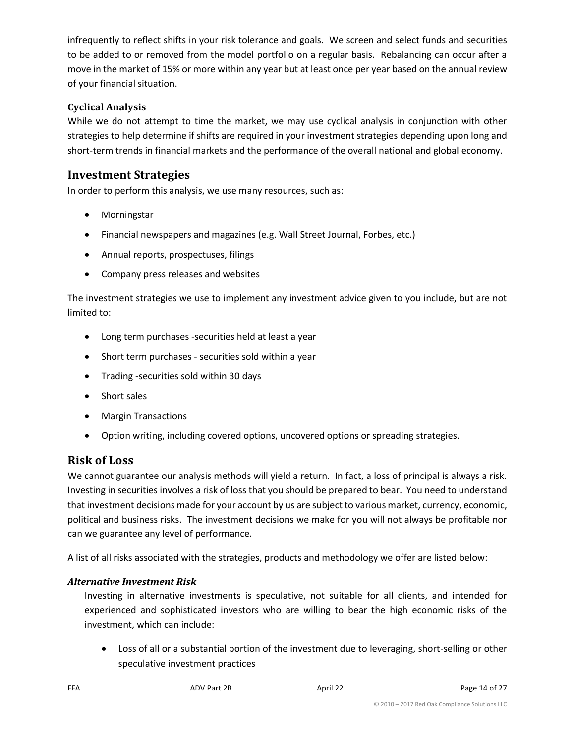infrequently to reflect shifts in your risk tolerance and goals. We screen and select funds and securities to be added to or removed from the model portfolio on a regular basis. Rebalancing can occur after a move in the market of 15% or more within any year but at least once per year based on the annual review of your financial situation.

### Cyclical Analysis

While we do not attempt to time the market, we may use cyclical analysis in conjunction with other strategies to help determine if shifts are required in your investment strategies depending upon long and short-term trends in financial markets and the performance of the overall national and global economy.

## Investment Strategies

In order to perform this analysis, we use many resources, such as:

- Morningstar
- Financial newspapers and magazines (e.g. Wall Street Journal, Forbes, etc.)
- Annual reports, prospectuses, filings
- Company press releases and websites

The investment strategies we use to implement any investment advice given to you include, but are not limited to:

- Long term purchases -securities held at least a year
- Short term purchases - securities sold within a year
- Trading -securities sold within 30 days
- Short sales
- Margin Transactions
- Option writing, including covered options, uncovered options or spreading strategies.

## Risk of Loss

We cannot guarantee our analysis methods will yield a return. In fact, a loss of principal is always a risk. Investing in securities involves a risk of loss that you should be prepared to bear. You need to understand that investment decisions made for your account by us are subject to various market, currency, economic, political and business risks. The investment decisions we make for you will not always be profitable nor can we guarantee any level of performance.

A list of all risks associated with the strategies, products and methodology we offer are listed below:

### *Alternative Investment Risk*

Investing in alternative investments is speculative, not suitable for all clients, and intended for experienced and sophisticated investors who are willing to bear the high economic risks of the investment, which can include:

- Loss of all or a substantial portion of the investment due to leveraging, short-selling or other speculative investment practices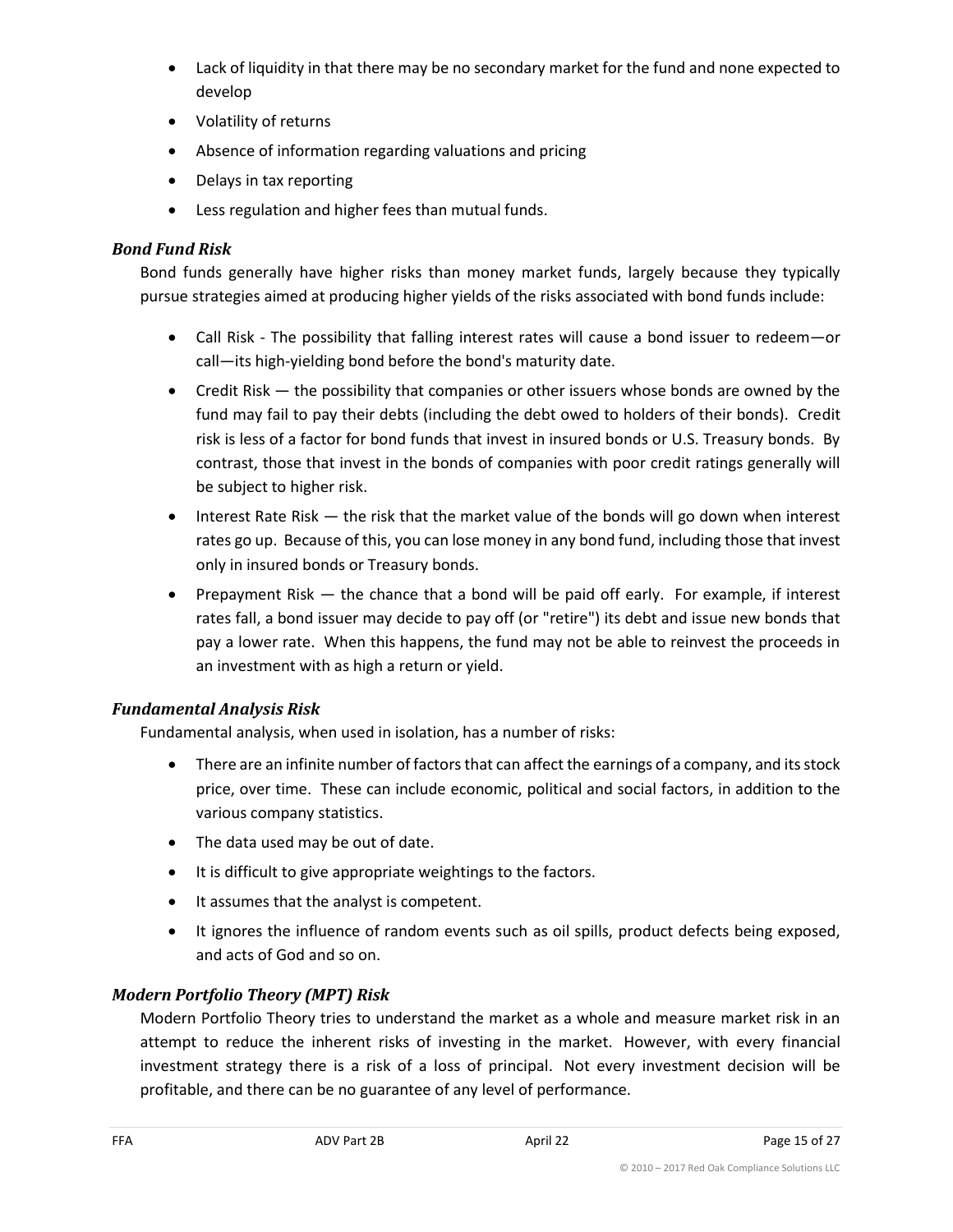- Lack of liquidity in that there may be no secondary market for the fund and none expected to develop
- Volatility of returns
- Absence of information regarding valuations and pricing
- Delays in tax reporting
- Less regulation and higher fees than mutual funds.

### *Bond Fund Risk*

Bond funds generally have higher risks than money market funds, largely because they typically pursue strategies aimed at producing higher yields of the risks associated with bond funds include:

- Call Risk - The possibility that falling interest rates will cause a bond issuer to redeem—or call—its high-yielding bond before the bond's maturity date.
- Credit Risk — the possibility that companies or other issuers whose bonds are owned by the fund may fail to pay their debts (including the debt owed to holders of their bonds). Credit risk is less of a factor for bond funds that invest in insured bonds or U.S. Treasury bonds. By contrast, those that invest in the bonds of companies with poor credit ratings generally will be subject to higher risk.
- Interest Rate Risk — the risk that the market value of the bonds will go down when interest rates go up. Because of this, you can lose money in any bond fund, including those that invest only in insured bonds or Treasury bonds.
- Prepayment Risk — the chance that a bond will be paid off early. For example, if interest rates fall, a bond issuer may decide to pay off (or "retire") its debt and issue new bonds that pay a lower rate. When this happens, the fund may not be able to reinvest the proceeds in an investment with as high a return or yield.

### *Fundamental Analysis Risk*

Fundamental analysis, when used in isolation, has a number of risks:

- There are an infinite number of factors that can affect the earnings of a company, and its stock price, over time. These can include economic, political and social factors, in addition to the various company statistics.
- The data used may be out of date.
- It is difficult to give appropriate weightings to the factors.
- It assumes that the analyst is competent.
- It ignores the influence of random events such as oil spills, product defects being exposed, and acts of God and so on.

### *Modern Portfolio Theory (MPT) Risk*

Modern Portfolio Theory tries to understand the market as a whole and measure market risk in an attempt to reduce the inherent risks of investing in the market. However, with every financial investment strategy there is a risk of a loss of principal. Not every investment decision will be profitable, and there can be no guarantee of any level of performance.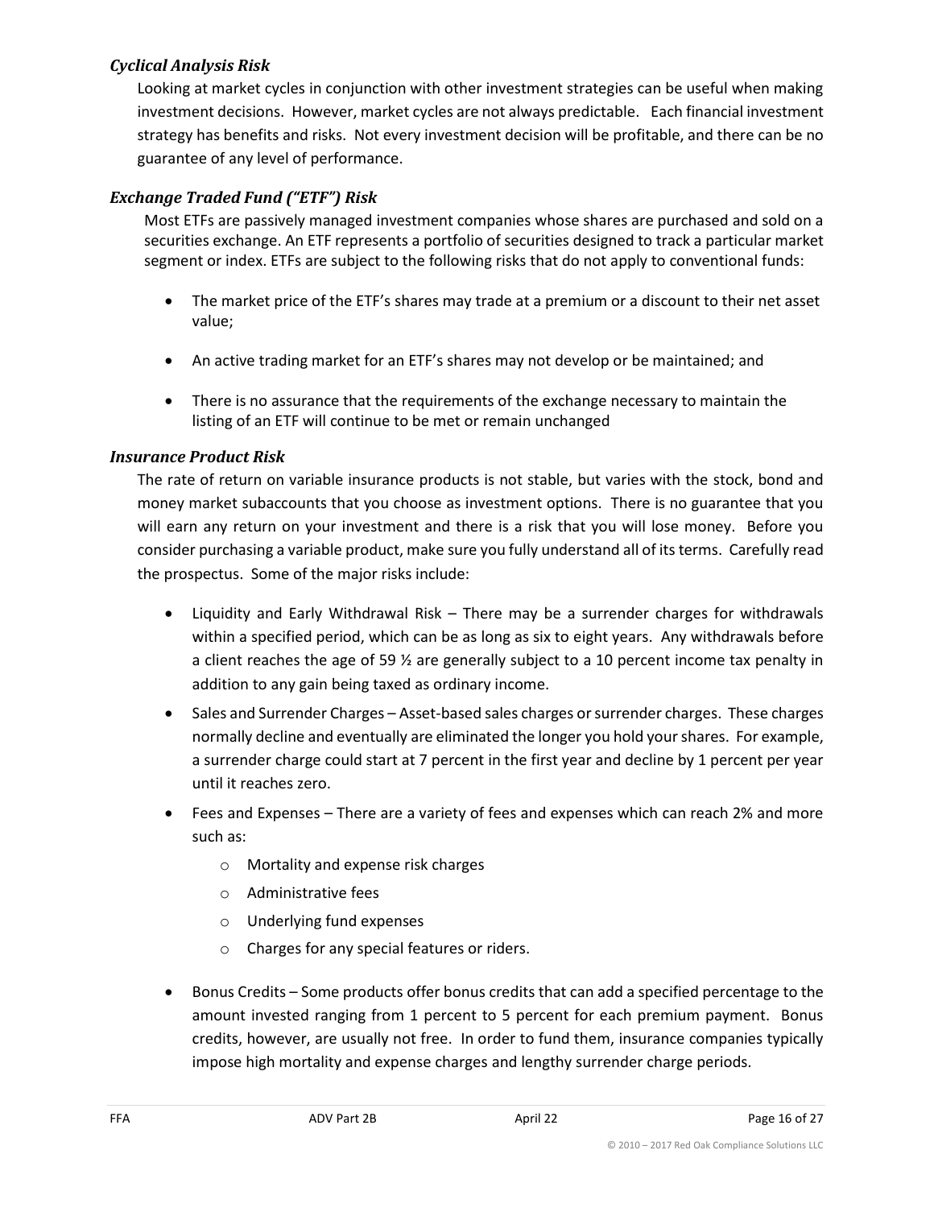### *Cyclical Analysis Risk*

Looking at market cycles in conjunction with other investment strategies can be useful when making investment decisions. However, market cycles are not always predictable. Each financial investment strategy has benefits and risks. Not every investment decision will be profitable, and there can be no guarantee of any level of performance.

### *Exchange Traded Fund ("ETF") Risk*

Most ETFs are passively managed investment companies whose shares are purchased and sold on a securities exchange. An ETF represents a portfolio of securities designed to track a particular market segment or index. ETFs are subject to the following risks that do not apply to conventional funds:

- The market price of the ETF's shares may trade at a premium or a discount to their net asset value;
- An active trading market for an ETF's shares may not develop or be maintained; and
- There is no assurance that the requirements of the exchange necessary to maintain the listing of an ETF will continue to be met or remain unchanged

### *Insurance Product Risk*

The rate of return on variable insurance products is not stable, but varies with the stock, bond and money market subaccounts that you choose as investment options. There is no guarantee that you will earn any return on your investment and there is a risk that you will lose money. Before you consider purchasing a variable product, make sure you fully understand all of its terms. Carefully read the prospectus. Some of the major risks include:

- Liquidity and Early Withdrawal Risk – There may be a surrender charges for withdrawals within a specified period, which can be as long as six to eight years. Any withdrawals before a client reaches the age of 59 ½ are generally subject to a 10 percent income tax penalty in addition to any gain being taxed as ordinary income.
- Sales and Surrender Charges – Asset-based sales charges or surrender charges. These charges normally decline and eventually are eliminated the longer you hold your shares. For example, a surrender charge could start at 7 percent in the first year and decline by 1 percent per year until it reaches zero.
- Fees and Expenses – There are a variety of fees and expenses which can reach 2% and more such as:
  - Mortality and expense risk charges
  - Administrative fees
  - Underlying fund expenses
  - Charges for any special features or riders.
- Bonus Credits – Some products offer bonus credits that can add a specified percentage to the amount invested ranging from 1 percent to 5 percent for each premium payment. Bonus credits, however, are usually not free. In order to fund them, insurance companies typically impose high mortality and expense charges and lengthy surrender charge periods.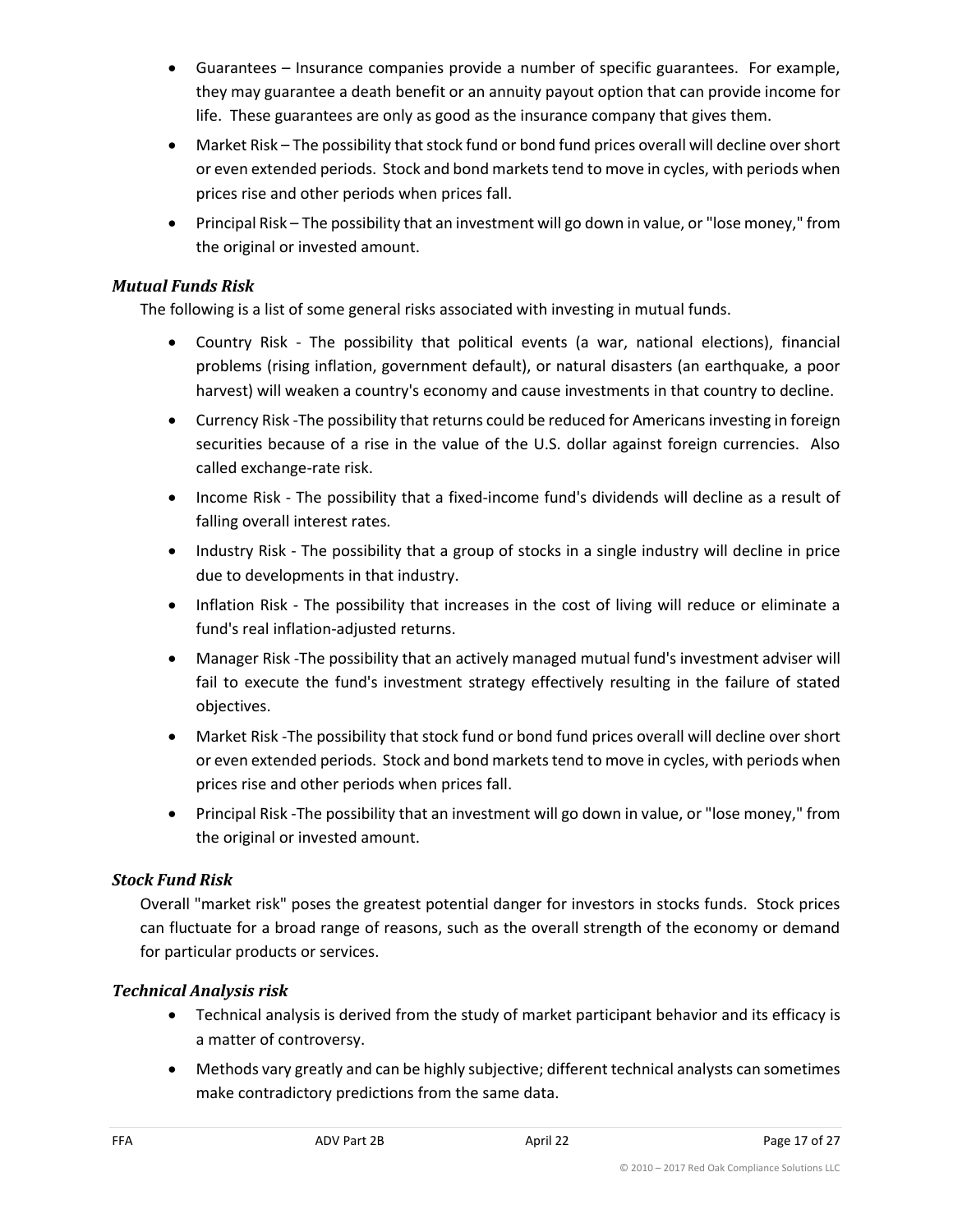- Guarantees – Insurance companies provide a number of specific guarantees. For example, they may guarantee a death benefit or an annuity payout option that can provide income for life. These guarantees are only as good as the insurance company that gives them.
- Market Risk – The possibility that stock fund or bond fund prices overall will decline over short or even extended periods. Stock and bond markets tend to move in cycles, with periods when prices rise and other periods when prices fall.
- Principal Risk – The possibility that an investment will go down in value, or "lose money," from the original or invested amount.

### *Mutual Funds Risk*

The following is a list of some general risks associated with investing in mutual funds.

- Country Risk - The possibility that political events (a war, national elections), financial problems (rising inflation, government default), or natural disasters (an earthquake, a poor harvest) will weaken a country's economy and cause investments in that country to decline.
- Currency Risk -The possibility that returns could be reduced for Americans investing in foreign securities because of a rise in the value of the U.S. dollar against foreign currencies. Also called exchange-rate risk.
- Income Risk - The possibility that a fixed-income fund's dividends will decline as a result of falling overall interest rates.
- Industry Risk - The possibility that a group of stocks in a single industry will decline in price due to developments in that industry.
- Inflation Risk - The possibility that increases in the cost of living will reduce or eliminate a fund's real inflation-adjusted returns.
- Manager Risk -The possibility that an actively managed mutual fund's investment adviser will fail to execute the fund's investment strategy effectively resulting in the failure of stated objectives.
- Market Risk -The possibility that stock fund or bond fund prices overall will decline over short or even extended periods. Stock and bond markets tend to move in cycles, with periods when prices rise and other periods when prices fall.
- Principal Risk -The possibility that an investment will go down in value, or "lose money," from the original or invested amount.

### *Stock Fund Risk*

Overall "market risk" poses the greatest potential danger for investors in stocks funds. Stock prices can fluctuate for a broad range of reasons, such as the overall strength of the economy or demand for particular products or services.

### *Technical Analysis risk*

- Technical analysis is derived from the study of market participant behavior and its efficacy is a matter of controversy.
- Methods vary greatly and can be highly subjective; different technical analysts can sometimes make contradictory predictions from the same data.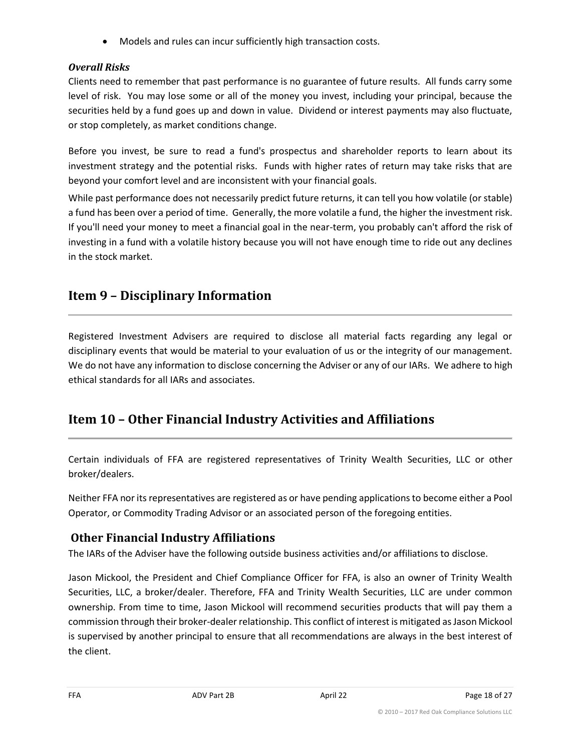- Models and rules can incur sufficiently high transaction costs.

### *Overall Risks*

Clients need to remember that past performance is no guarantee of future results. All funds carry some level of risk. You may lose some or all of the money you invest, including your principal, because the securities held by a fund goes up and down in value. Dividend or interest payments may also fluctuate, or stop completely, as market conditions change.

Before you invest, be sure to read a fund's prospectus and shareholder reports to learn about its investment strategy and the potential risks. Funds with higher rates of return may take risks that are beyond your comfort level and are inconsistent with your financial goals.

While past performance does not necessarily predict future returns, it can tell you how volatile (or stable) a fund has been over a period of time. Generally, the more volatile a fund, the higher the investment risk. If you'll need your money to meet a financial goal in the near-term, you probably can't afford the risk of investing in a fund with a volatile history because you will not have enough time to ride out any declines in the stock market.

## Item 9 – Disciplinary Information

Registered Investment Advisers are required to disclose all material facts regarding any legal or disciplinary events that would be material to your evaluation of us or the integrity of our management. We do not have any information to disclose concerning the Adviser or any of our IARs. We adhere to high ethical standards for all IARs and associates.

## Item 10 – Other Financial Industry Activities and Affiliations

Certain individuals of FFA are registered representatives of Trinity Wealth Securities, LLC or other broker/dealers.

Neither FFA nor its representatives are registered as or have pending applications to become either a Pool Operator, or Commodity Trading Advisor or an associated person of the foregoing entities.

### Other Financial Industry Affiliations

The IARs of the Adviser have the following outside business activities and/or affiliations to disclose.

Jason Mickool, the President and Chief Compliance Officer for FFA, is also an owner of Trinity Wealth Securities, LLC, a broker/dealer. Therefore, FFA and Trinity Wealth Securities, LLC are under common ownership. From time to time, Jason Mickool will recommend securities products that will pay them a commission through their broker-dealer relationship. This conflict of interest is mitigated as Jason Mickool is supervised by another principal to ensure that all recommendations are always in the best interest of the client.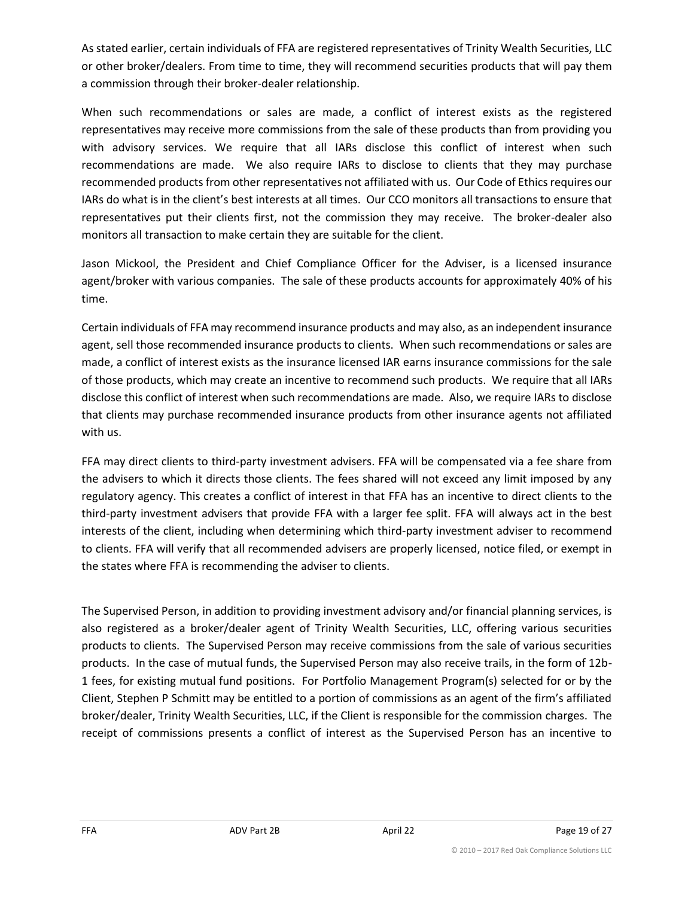As stated earlier, certain individuals of FFA are registered representatives of Trinity Wealth Securities, LLC or other broker/dealers. From time to time, they will recommend securities products that will pay them a commission through their broker-dealer relationship.

When such recommendations or sales are made, a conflict of interest exists as the registered representatives may receive more commissions from the sale of these products than from providing you with advisory services. We require that all IARs disclose this conflict of interest when such recommendations are made. We also require IARs to disclose to clients that they may purchase recommended products from other representatives not affiliated with us. Our Code of Ethics requires our IARs do what is in the client's best interests at all times. Our CCO monitors all transactions to ensure that representatives put their clients first, not the commission they may receive. The broker-dealer also monitors all transaction to make certain they are suitable for the client.

Jason Mickool, the President and Chief Compliance Officer for the Adviser, is a licensed insurance agent/broker with various companies. The sale of these products accounts for approximately 40% of his time.

Certain individuals of FFA may recommend insurance products and may also, as an independent insurance agent, sell those recommended insurance products to clients. When such recommendations or sales are made, a conflict of interest exists as the insurance licensed IAR earns insurance commissions for the sale of those products, which may create an incentive to recommend such products. We require that all IARs disclose this conflict of interest when such recommendations are made. Also, we require IARs to disclose that clients may purchase recommended insurance products from other insurance agents not affiliated with us.

FFA may direct clients to third-party investment advisers. FFA will be compensated via a fee share from the advisers to which it directs those clients. The fees shared will not exceed any limit imposed by any regulatory agency. This creates a conflict of interest in that FFA has an incentive to direct clients to the third-party investment advisers that provide FFA with a larger fee split. FFA will always act in the best interests of the client, including when determining which third-party investment adviser to recommend to clients. FFA will verify that all recommended advisers are properly licensed, notice filed, or exempt in the states where FFA is recommending the adviser to clients.

The Supervised Person, in addition to providing investment advisory and/or financial planning services, is also registered as a broker/dealer agent of Trinity Wealth Securities, LLC, offering various securities products to clients. The Supervised Person may receive commissions from the sale of various securities products. In the case of mutual funds, the Supervised Person may also receive trails, in the form of 12b-1 fees, for existing mutual fund positions. For Portfolio Management Program(s) selected for or by the Client, Stephen P Schmitt may be entitled to a portion of commissions as an agent of the firm's affiliated broker/dealer, Trinity Wealth Securities, LLC, if the Client is responsible for the commission charges. The receipt of commissions presents a conflict of interest as the Supervised Person has an incentive to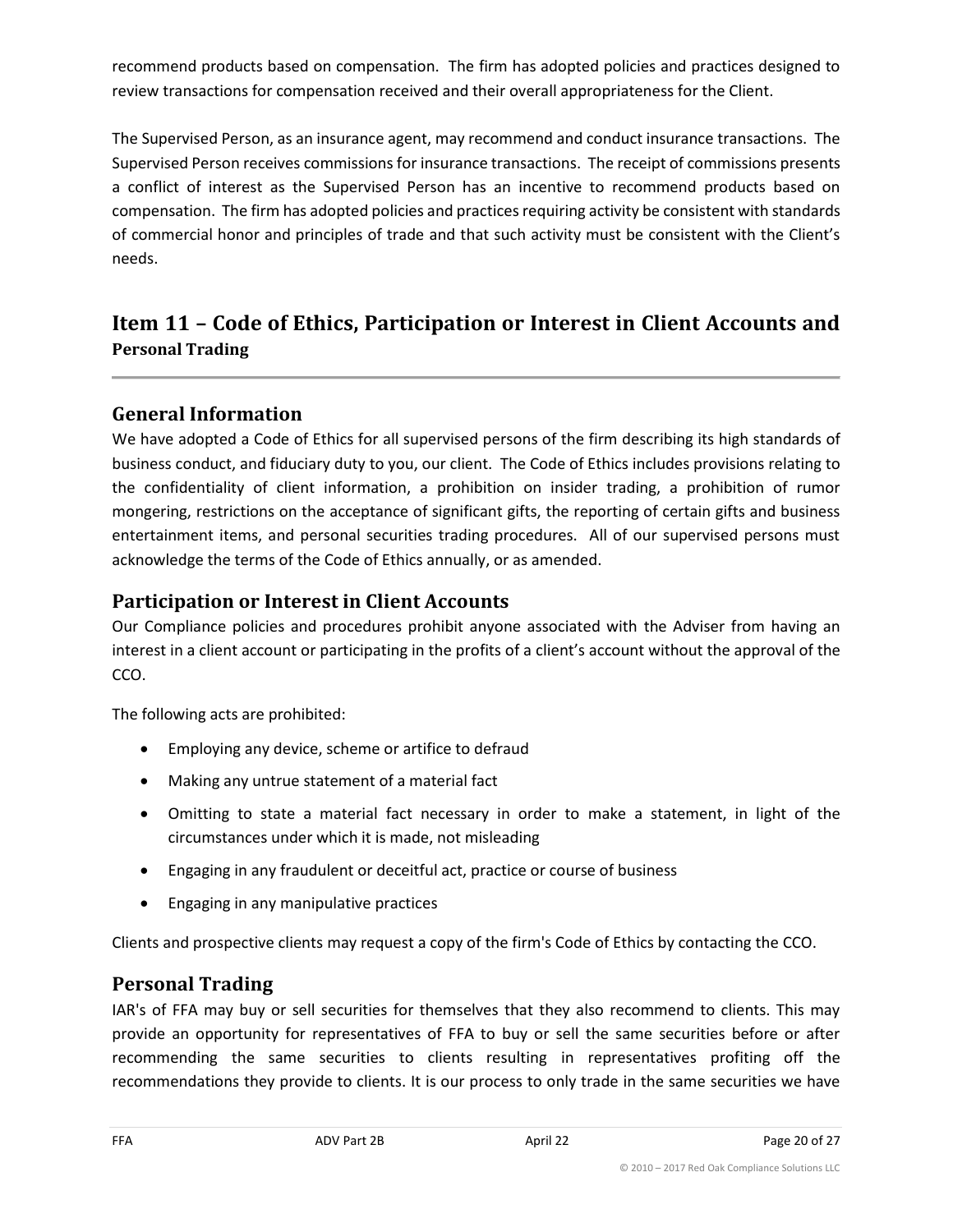recommend products based on compensation. The firm has adopted policies and practices designed to review transactions for compensation received and their overall appropriateness for the Client.

The Supervised Person, as an insurance agent, may recommend and conduct insurance transactions. The Supervised Person receives commissions for insurance transactions. The receipt of commissions presents a conflict of interest as the Supervised Person has an incentive to recommend products based on compensation. The firm has adopted policies and practices requiring activity be consistent with standards of commercial honor and principles of trade and that such activity must be consistent with the Client's needs.

# Item 11 – Code of Ethics, Participation or Interest in Client Accounts and Personal Trading

## General Information

We have adopted a Code of Ethics for all supervised persons of the firm describing its high standards of business conduct, and fiduciary duty to you, our client. The Code of Ethics includes provisions relating to the confidentiality of client information, a prohibition on insider trading, a prohibition of rumor mongering, restrictions on the acceptance of significant gifts, the reporting of certain gifts and business entertainment items, and personal securities trading procedures. All of our supervised persons must acknowledge the terms of the Code of Ethics annually, or as amended.

## Participation or Interest in Client Accounts

Our Compliance policies and procedures prohibit anyone associated with the Adviser from having an interest in a client account or participating in the profits of a client's account without the approval of the CCO.

The following acts are prohibited:

- Employing any device, scheme or artifice to defraud
- Making any untrue statement of a material fact
- Omitting to state a material fact necessary in order to make a statement, in light of the circumstances under which it is made, not misleading
- Engaging in any fraudulent or deceitful act, practice or course of business
- Engaging in any manipulative practices

Clients and prospective clients may request a copy of the firm's Code of Ethics by contacting the CCO.

## Personal Trading

IAR's of FFA may buy or sell securities for themselves that they also recommend to clients. This may provide an opportunity for representatives of FFA to buy or sell the same securities before or after recommending the same securities to clients resulting in representatives profiting off the recommendations they provide to clients. It is our process to only trade in the same securities we have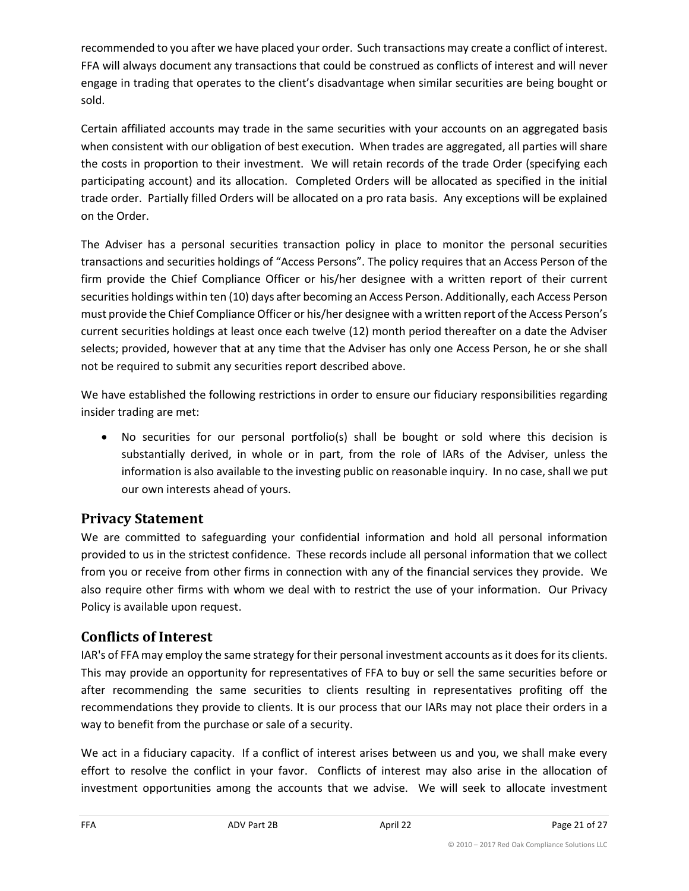recommended to you after we have placed your order. Such transactions may create a conflict of interest. FFA will always document any transactions that could be construed as conflicts of interest and will never engage in trading that operates to the client's disadvantage when similar securities are being bought or sold.

Certain affiliated accounts may trade in the same securities with your accounts on an aggregated basis when consistent with our obligation of best execution. When trades are aggregated, all parties will share the costs in proportion to their investment. We will retain records of the trade Order (specifying each participating account) and its allocation. Completed Orders will be allocated as specified in the initial trade order. Partially filled Orders will be allocated on a pro rata basis. Any exceptions will be explained on the Order.

The Adviser has a personal securities transaction policy in place to monitor the personal securities transactions and securities holdings of "Access Persons". The policy requires that an Access Person of the firm provide the Chief Compliance Officer or his/her designee with a written report of their current securities holdings within ten (10) days after becoming an Access Person. Additionally, each Access Person must provide the Chief Compliance Officer or his/her designee with a written report of the Access Person's current securities holdings at least once each twelve (12) month period thereafter on a date the Adviser selects; provided, however that at any time that the Adviser has only one Access Person, he or she shall not be required to submit any securities report described above.

We have established the following restrictions in order to ensure our fiduciary responsibilities regarding insider trading are met:

- No securities for our personal portfolio(s) shall be bought or sold where this decision is substantially derived, in whole or in part, from the role of IARs of the Adviser, unless the information is also available to the investing public on reasonable inquiry. In no case, shall we put our own interests ahead of yours.

## Privacy Statement

We are committed to safeguarding your confidential information and hold all personal information provided to us in the strictest confidence. These records include all personal information that we collect from you or receive from other firms in connection with any of the financial services they provide. We also require other firms with whom we deal with to restrict the use of your information. Our Privacy Policy is available upon request.

## Conflicts of Interest

IAR's of FFA may employ the same strategy for their personal investment accounts as it does for its clients. This may provide an opportunity for representatives of FFA to buy or sell the same securities before or after recommending the same securities to clients resulting in representatives profiting off the recommendations they provide to clients. It is our process that our IARs may not place their orders in a way to benefit from the purchase or sale of a security.

We act in a fiduciary capacity. If a conflict of interest arises between us and you, we shall make every effort to resolve the conflict in your favor. Conflicts of interest may also arise in the allocation of investment opportunities among the accounts that we advise. We will seek to allocate investment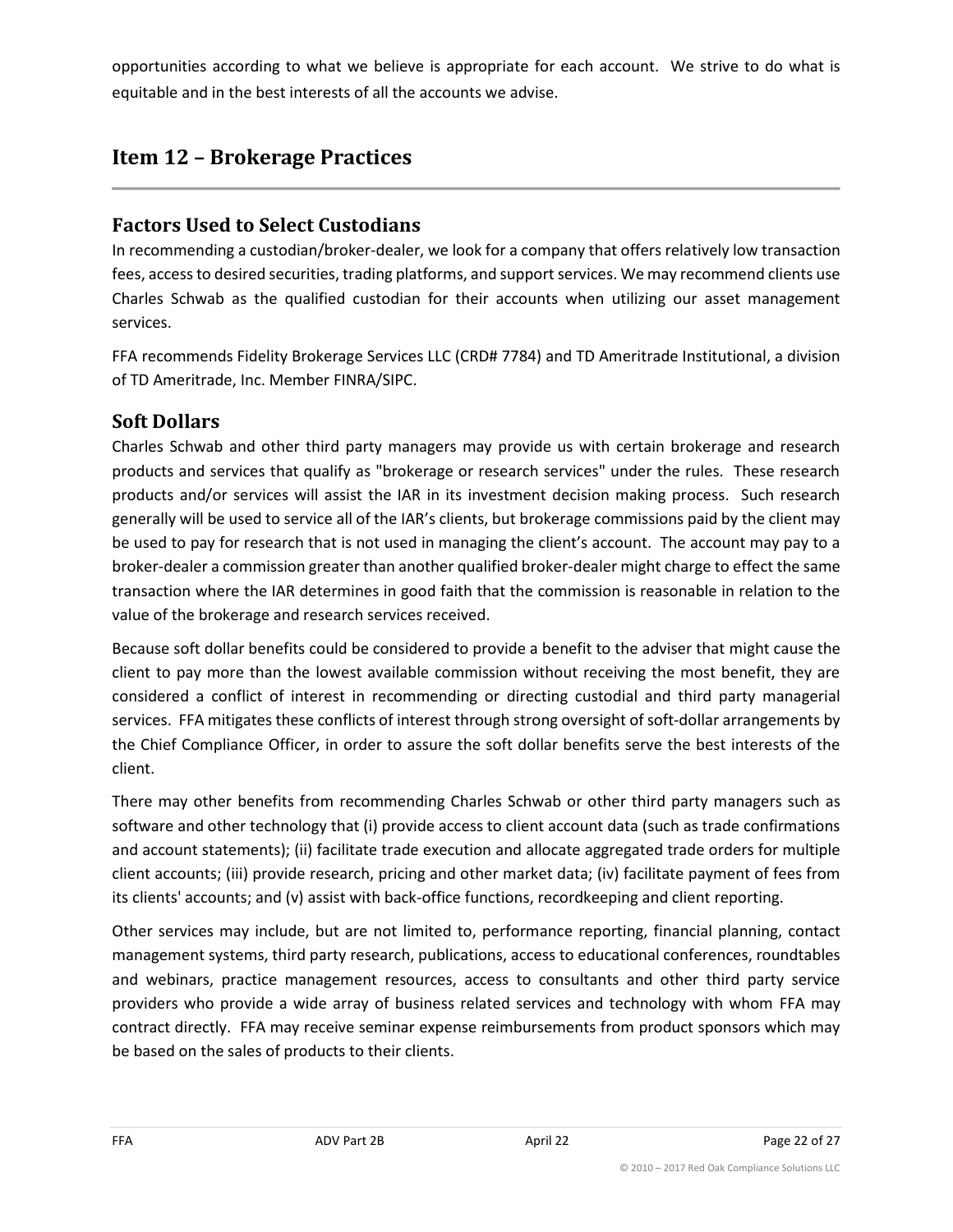opportunities according to what we believe is appropriate for each account. We strive to do what is equitable and in the best interests of all the accounts we advise.

# Item 12 – Brokerage Practices

## Factors Used to Select Custodians

In recommending a custodian/broker-dealer, we look for a company that offers relatively low transaction fees, access to desired securities, trading platforms, and support services. We may recommend clients use Charles Schwab as the qualified custodian for their accounts when utilizing our asset management services.

FFA recommends Fidelity Brokerage Services LLC (CRD# 7784) and TD Ameritrade Institutional, a division of TD Ameritrade, Inc. Member FINRA/SIPC.

## Soft Dollars

Charles Schwab and other third party managers may provide us with certain brokerage and research products and services that qualify as "brokerage or research services" under the rules. These research products and/or services will assist the IAR in its investment decision making process. Such research generally will be used to service all of the IAR's clients, but brokerage commissions paid by the client may be used to pay for research that is not used in managing the client's account. The account may pay to a broker-dealer a commission greater than another qualified broker-dealer might charge to effect the same transaction where the IAR determines in good faith that the commission is reasonable in relation to the value of the brokerage and research services received.

Because soft dollar benefits could be considered to provide a benefit to the adviser that might cause the client to pay more than the lowest available commission without receiving the most benefit, they are considered a conflict of interest in recommending or directing custodial and third party managerial services. FFA mitigates these conflicts of interest through strong oversight of soft-dollar arrangements by the Chief Compliance Officer, in order to assure the soft dollar benefits serve the best interests of the client.

There may other benefits from recommending Charles Schwab or other third party managers such as software and other technology that (i) provide access to client account data (such as trade confirmations and account statements); (ii) facilitate trade execution and allocate aggregated trade orders for multiple client accounts; (iii) provide research, pricing and other market data; (iv) facilitate payment of fees from its clients' accounts; and (v) assist with back-office functions, recordkeeping and client reporting.

Other services may include, but are not limited to, performance reporting, financial planning, contact management systems, third party research, publications, access to educational conferences, roundtables and webinars, practice management resources, access to consultants and other third party service providers who provide a wide array of business related services and technology with whom FFA may contract directly. FFA may receive seminar expense reimbursements from product sponsors which may be based on the sales of products to their clients.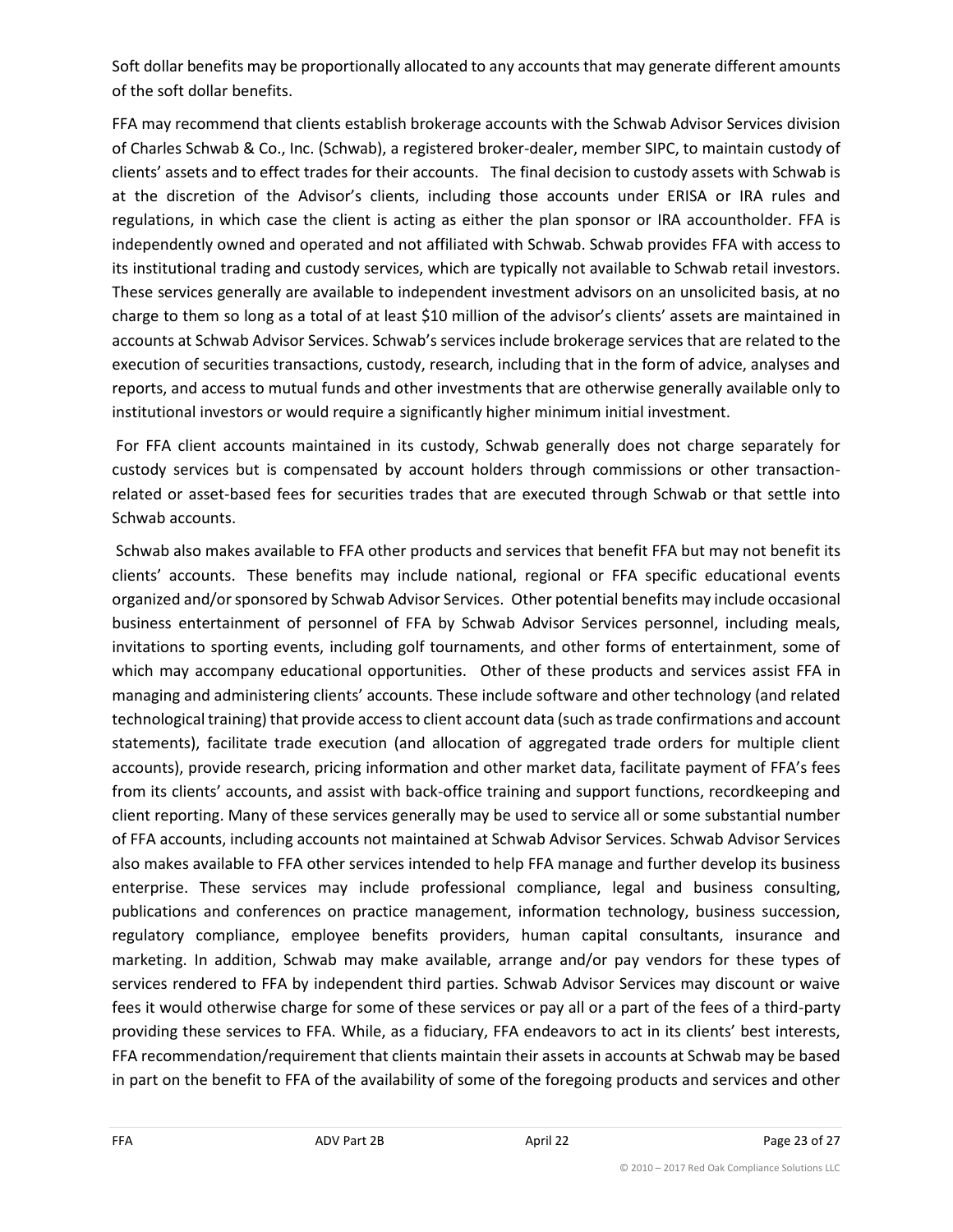Soft dollar benefits may be proportionally allocated to any accounts that may generate different amounts of the soft dollar benefits.

FFA may recommend that clients establish brokerage accounts with the Schwab Advisor Services division of Charles Schwab & Co., Inc. (Schwab), a registered broker-dealer, member SIPC, to maintain custody of clients' assets and to effect trades for their accounts. The final decision to custody assets with Schwab is at the discretion of the Advisor's clients, including those accounts under ERISA or IRA rules and regulations, in which case the client is acting as either the plan sponsor or IRA accountholder. FFA is independently owned and operated and not affiliated with Schwab. Schwab provides FFA with access to its institutional trading and custody services, which are typically not available to Schwab retail investors. These services generally are available to independent investment advisors on an unsolicited basis, at no charge to them so long as a total of at least $10 million of the advisor's clients' assets are maintained in accounts at Schwab Advisor Services. Schwab's services include brokerage services that are related to the execution of securities transactions, custody, research, including that in the form of advice, analyses and reports, and access to mutual funds and other investments that are otherwise generally available only to institutional investors or would require a significantly higher minimum initial investment.

For FFA client accounts maintained in its custody, Schwab generally does not charge separately for custody services but is compensated by account holders through commissions or other transaction-related or asset-based fees for securities trades that are executed through Schwab or that settle into Schwab accounts.

Schwab also makes available to FFA other products and services that benefit FFA but may not benefit its clients' accounts. These benefits may include national, regional or FFA specific educational events organized and/or sponsored by Schwab Advisor Services. Other potential benefits may include occasional business entertainment of personnel of FFA by Schwab Advisor Services personnel, including meals, invitations to sporting events, including golf tournaments, and other forms of entertainment, some of which may accompany educational opportunities. Other of these products and services assist FFA in managing and administering clients' accounts. These include software and other technology (and related technological training) that provide access to client account data (such as trade confirmations and account statements), facilitate trade execution (and allocation of aggregated trade orders for multiple client accounts), provide research, pricing information and other market data, facilitate payment of FFA's fees from its clients' accounts, and assist with back-office training and support functions, recordkeeping and client reporting. Many of these services generally may be used to service all or some substantial number of FFA accounts, including accounts not maintained at Schwab Advisor Services. Schwab Advisor Services also makes available to FFA other services intended to help FFA manage and further develop its business enterprise. These services may include professional compliance, legal and business consulting, publications and conferences on practice management, information technology, business succession, regulatory compliance, employee benefits providers, human capital consultants, insurance and marketing. In addition, Schwab may make available, arrange and/or pay vendors for these types of services rendered to FFA by independent third parties. Schwab Advisor Services may discount or waive fees it would otherwise charge for some of these services or pay all or a part of the fees of a third-party providing these services to FFA. While, as a fiduciary, FFA endeavors to act in its clients' best interests, FFA recommendation/requirement that clients maintain their assets in accounts at Schwab may be based in part on the benefit to FFA of the availability of some of the foregoing products and services and other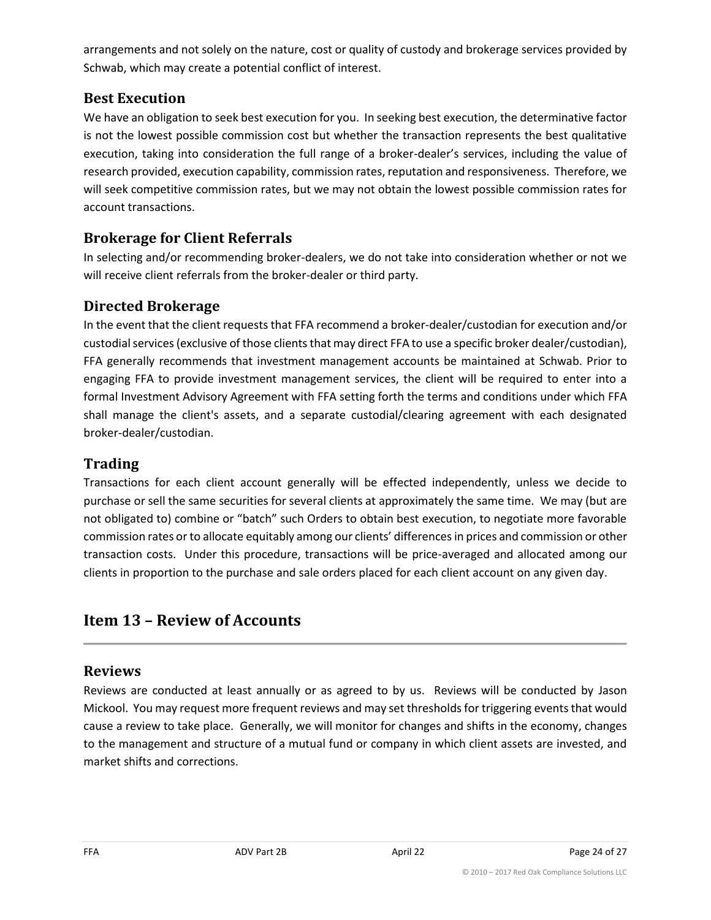arrangements and not solely on the nature, cost or quality of custody and brokerage services provided by Schwab, which may create a potential conflict of interest.

### Best Execution

We have an obligation to seek best execution for you. In seeking best execution, the determinative factor is not the lowest possible commission cost but whether the transaction represents the best qualitative execution, taking into consideration the full range of a broker-dealer's services, including the value of research provided, execution capability, commission rates, reputation and responsiveness. Therefore, we will seek competitive commission rates, but we may not obtain the lowest possible commission rates for account transactions.

### Brokerage for Client Referrals

In selecting and/or recommending broker-dealers, we do not take into consideration whether or not we will receive client referrals from the broker-dealer or third party.

### Directed Brokerage

In the event that the client requests that FFA recommend a broker-dealer/custodian for execution and/or custodial services (exclusive of those clients that may direct FFA to use a specific broker dealer/custodian), FFA generally recommends that investment management accounts be maintained at Schwab. Prior to engaging FFA to provide investment management services, the client will be required to enter into a formal Investment Advisory Agreement with FFA setting forth the terms and conditions under which FFA shall manage the client's assets, and a separate custodial/clearing agreement with each designated broker-dealer/custodian.

### Trading

Transactions for each client account generally will be effected independently, unless we decide to purchase or sell the same securities for several clients at approximately the same time. We may (but are not obligated to) combine or "batch" such Orders to obtain best execution, to negotiate more favorable commission rates or to allocate equitably among our clients' differences in prices and commission or other transaction costs. Under this procedure, transactions will be price-averaged and allocated among our clients in proportion to the purchase and sale orders placed for each client account on any given day.

## Item 13 – Review of Accounts

### Reviews

Reviews are conducted at least annually or as agreed to by us. Reviews will be conducted by Jason Mickool. You may request more frequent reviews and may set thresholds for triggering events that would cause a review to take place. Generally, we will monitor for changes and shifts in the economy, changes to the management and structure of a mutual fund or company in which client assets are invested, and market shifts and corrections.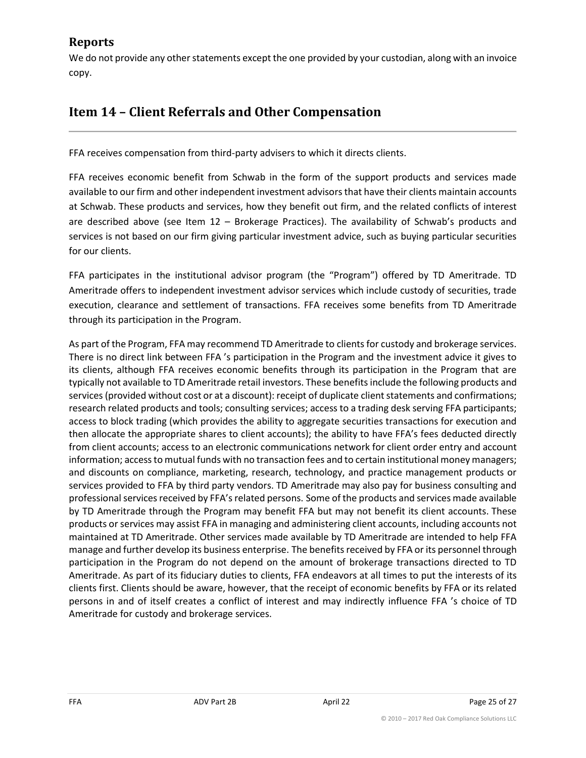## Reports

We do not provide any other statements except the one provided by your custodian, along with an invoice copy.

## Item 14 – Client Referrals and Other Compensation

FFA receives compensation from third-party advisers to which it directs clients.

FFA receives economic benefit from Schwab in the form of the support products and services made available to our firm and other independent investment advisors that have their clients maintain accounts at Schwab. These products and services, how they benefit out firm, and the related conflicts of interest are described above (see Item 12 – Brokerage Practices). The availability of Schwab's products and services is not based on our firm giving particular investment advice, such as buying particular securities for our clients.

FFA participates in the institutional advisor program (the "Program") offered by TD Ameritrade. TD Ameritrade offers to independent investment advisor services which include custody of securities, trade execution, clearance and settlement of transactions. FFA receives some benefits from TD Ameritrade through its participation in the Program.

As part of the Program, FFA may recommend TD Ameritrade to clients for custody and brokerage services. There is no direct link between FFA 's participation in the Program and the investment advice it gives to its clients, although FFA receives economic benefits through its participation in the Program that are typically not available to TD Ameritrade retail investors. These benefits include the following products and services (provided without cost or at a discount): receipt of duplicate client statements and confirmations; research related products and tools; consulting services; access to a trading desk serving FFA participants; access to block trading (which provides the ability to aggregate securities transactions for execution and then allocate the appropriate shares to client accounts); the ability to have FFA's fees deducted directly from client accounts; access to an electronic communications network for client order entry and account information; access to mutual funds with no transaction fees and to certain institutional money managers; and discounts on compliance, marketing, research, technology, and practice management products or services provided to FFA by third party vendors. TD Ameritrade may also pay for business consulting and professional services received by FFA's related persons. Some of the products and services made available by TD Ameritrade through the Program may benefit FFA but may not benefit its client accounts. These products or services may assist FFA in managing and administering client accounts, including accounts not maintained at TD Ameritrade. Other services made available by TD Ameritrade are intended to help FFA manage and further develop its business enterprise. The benefits received by FFA or its personnel through participation in the Program do not depend on the amount of brokerage transactions directed to TD Ameritrade. As part of its fiduciary duties to clients, FFA endeavors at all times to put the interests of its clients first. Clients should be aware, however, that the receipt of economic benefits by FFA or its related persons in and of itself creates a conflict of interest and may indirectly influence FFA 's choice of TD Ameritrade for custody and brokerage services.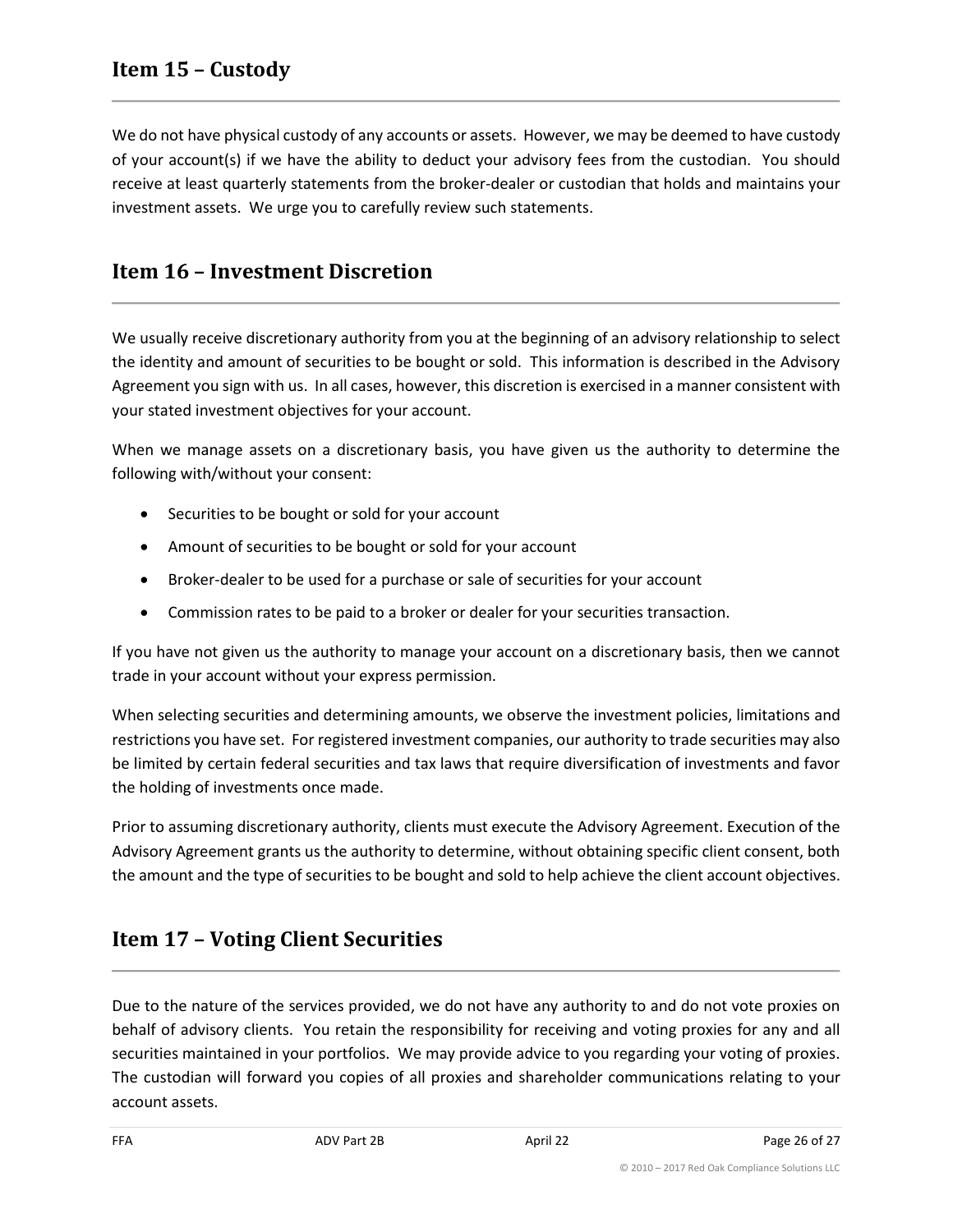## Item 15 – Custody

We do not have physical custody of any accounts or assets. However, we may be deemed to have custody of your account(s) if we have the ability to deduct your advisory fees from the custodian. You should receive at least quarterly statements from the broker-dealer or custodian that holds and maintains your investment assets. We urge you to carefully review such statements.

## Item 16 – Investment Discretion

We usually receive discretionary authority from you at the beginning of an advisory relationship to select the identity and amount of securities to be bought or sold. This information is described in the Advisory Agreement you sign with us. In all cases, however, this discretion is exercised in a manner consistent with your stated investment objectives for your account.

When we manage assets on a discretionary basis, you have given us the authority to determine the following with/without your consent:

- Securities to be bought or sold for your account
- Amount of securities to be bought or sold for your account
- Broker-dealer to be used for a purchase or sale of securities for your account
- Commission rates to be paid to a broker or dealer for your securities transaction.

If you have not given us the authority to manage your account on a discretionary basis, then we cannot trade in your account without your express permission.

When selecting securities and determining amounts, we observe the investment policies, limitations and restrictions you have set. For registered investment companies, our authority to trade securities may also be limited by certain federal securities and tax laws that require diversification of investments and favor the holding of investments once made.

Prior to assuming discretionary authority, clients must execute the Advisory Agreement. Execution of the Advisory Agreement grants us the authority to determine, without obtaining specific client consent, both the amount and the type of securities to be bought and sold to help achieve the client account objectives.

## Item 17 – Voting Client Securities

Due to the nature of the services provided, we do not have any authority to and do not vote proxies on behalf of advisory clients. You retain the responsibility for receiving and voting proxies for any and all securities maintained in your portfolios. We may provide advice to you regarding your voting of proxies. The custodian will forward you copies of all proxies and shareholder communications relating to your account assets.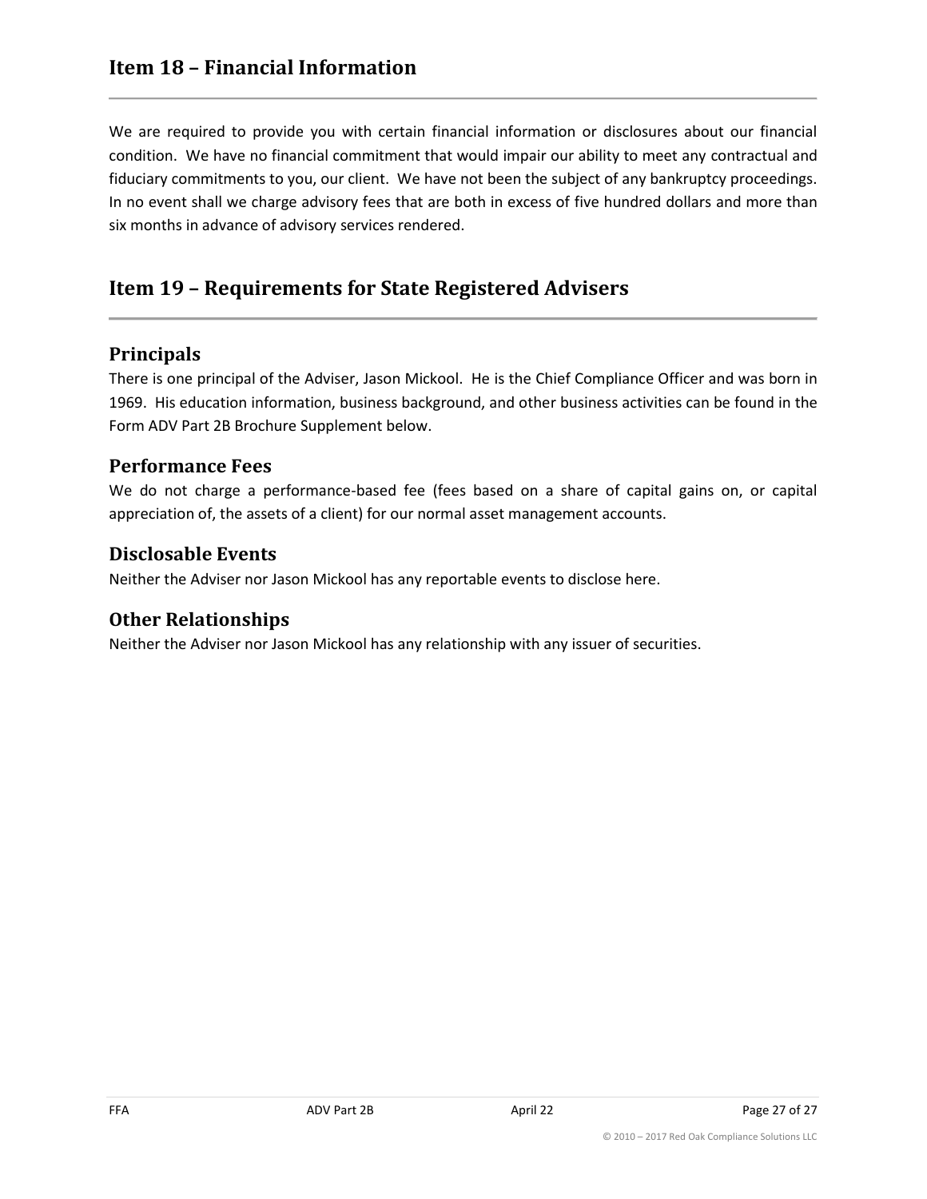## Item 18 – Financial Information

We are required to provide you with certain financial information or disclosures about our financial condition. We have no financial commitment that would impair our ability to meet any contractual and fiduciary commitments to you, our client. We have not been the subject of any bankruptcy proceedings. In no event shall we charge advisory fees that are both in excess of five hundred dollars and more than six months in advance of advisory services rendered.

## Item 19 – Requirements for State Registered Advisers

### Principals

There is one principal of the Adviser, Jason Mickool. He is the Chief Compliance Officer and was born in 1969. His education information, business background, and other business activities can be found in the Form ADV Part 2B Brochure Supplement below.

### Performance Fees

We do not charge a performance-based fee (fees based on a share of capital gains on, or capital appreciation of, the assets of a client) for our normal asset management accounts.

### Disclosable Events

Neither the Adviser nor Jason Mickool has any reportable events to disclose here.

### Other Relationships

Neither the Adviser nor Jason Mickool has any relationship with any issuer of securities.